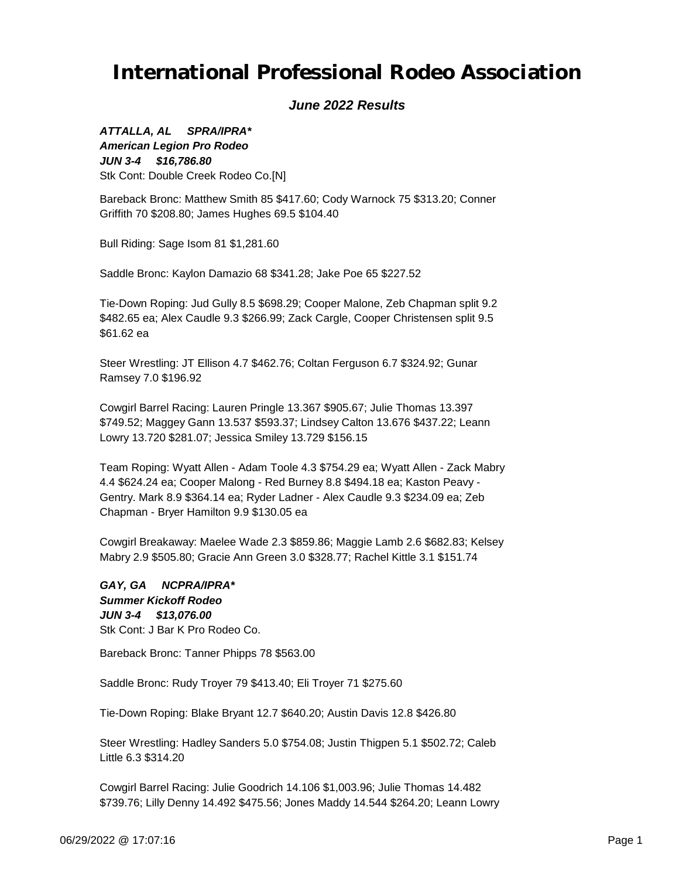# International Professional Rodeo Association

### *June 2022 Results*

***ATTALLA, AL SPRA/IPRA****
***American Legion Pro Rodeo***
***JUN 3-4 $16,786.80***
Stk Cont: Double Creek Rodeo Co.[N]

Bareback Bronc: Matthew Smith 85 $417.60; Cody Warnock 75 $313.20; Conner Griffith 70 $208.80; James Hughes 69.5 $104.40

Bull Riding: Sage Isom 81 $1,281.60

Saddle Bronc: Kaylon Damazio 68 $341.28; Jake Poe 65 $227.52

Tie-Down Roping: Jud Gully 8.5 $698.29; Cooper Malone, Zeb Chapman split 9.2 $482.65 ea; Alex Caudle 9.3 $266.99; Zack Cargle, Cooper Christensen split 9.5 $61.62 ea

Steer Wrestling: JT Ellison 4.7 $462.76; Coltan Ferguson 6.7 $324.92; Gunar Ramsey 7.0 $196.92

Cowgirl Barrel Racing: Lauren Pringle 13.367 $905.67; Julie Thomas 13.397 $749.52; Maggey Gann 13.537 $593.37; Lindsey Calton 13.676 $437.22; Leann Lowry 13.720 $281.07; Jessica Smiley 13.729 $156.15

Team Roping: Wyatt Allen - Adam Toole 4.3 $754.29 ea; Wyatt Allen - Zack Mabry 4.4 $624.24 ea; Cooper Malong - Red Burney 8.8 $494.18 ea; Kaston Peavy - Gentry. Mark 8.9 $364.14 ea; Ryder Ladner - Alex Caudle 9.3 $234.09 ea; Zeb Chapman - Bryer Hamilton 9.9 $130.05 ea

Cowgirl Breakaway: Maelee Wade 2.3 $859.86; Maggie Lamb 2.6 $682.83; Kelsey Mabry 2.9 $505.80; Gracie Ann Green 3.0 $328.77; Rachel Kittle 3.1 $151.74

***GAY, GA NCPRA/IPRA****
***Summer Kickoff Rodeo***
***JUN 3-4 $13,076.00***
Stk Cont: J Bar K Pro Rodeo Co.

Bareback Bronc: Tanner Phipps 78 $563.00

Saddle Bronc: Rudy Troyer 79 $413.40; Eli Troyer 71 $275.60

Tie-Down Roping: Blake Bryant 12.7 $640.20; Austin Davis 12.8 $426.80

Steer Wrestling: Hadley Sanders 5.0 $754.08; Justin Thigpen 5.1 $502.72; Caleb Little 6.3 $314.20

Cowgirl Barrel Racing: Julie Goodrich 14.106 $1,003.96; Julie Thomas 14.482 $739.76; Lilly Denny 14.492 $475.56; Jones Maddy 14.544 $264.20; Leann Lowry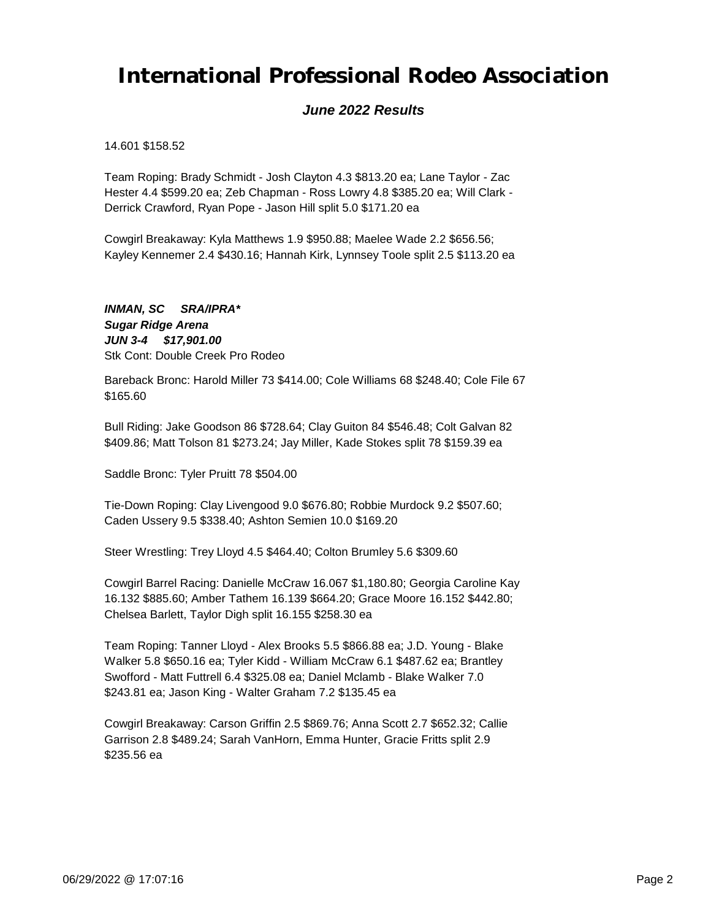14.601 $158.52

Team Roping: Brady Schmidt - Josh Clayton 4.3 $813.20 ea; Lane Taylor - Zac Hester 4.4 $599.20 ea; Zeb Chapman - Ross Lowry 4.8 $385.20 ea; Will Clark - Derrick Crawford, Ryan Pope - Jason Hill split 5.0 $171.20 ea

Cowgirl Breakaway: Kyla Matthews 1.9 $950.88; Maelee Wade 2.2 $656.56; Kayley Kennemer 2.4 $430.16; Hannah Kirk, Lynnsey Toole split 2.5 $113.20 ea

***INMAN, SC SRA/IPRA****
***Sugar Ridge Arena***
***JUN 3-4 $17,901.00***
Stk Cont: Double Creek Pro Rodeo

Bareback Bronc: Harold Miller 73 $414.00; Cole Williams 68 $248.40; Cole File 67 $165.60

Bull Riding: Jake Goodson 86 $728.64; Clay Guiton 84 $546.48; Colt Galvan 82 $409.86; Matt Tolson 81 $273.24; Jay Miller, Kade Stokes split 78 $159.39 ea

Saddle Bronc: Tyler Pruitt 78 $504.00

Tie-Down Roping: Clay Livengood 9.0 $676.80; Robbie Murdock 9.2 $507.60; Caden Ussery 9.5 $338.40; Ashton Semien 10.0 $169.20

Steer Wrestling: Trey Lloyd 4.5 $464.40; Colton Brumley 5.6 $309.60

Cowgirl Barrel Racing: Danielle McCraw 16.067 $1,180.80; Georgia Caroline Kay 16.132 $885.60; Amber Tathem 16.139 $664.20; Grace Moore 16.152 $442.80; Chelsea Barlett, Taylor Digh split 16.155 $258.30 ea

Team Roping: Tanner Lloyd - Alex Brooks 5.5 $866.88 ea; J.D. Young - Blake Walker 5.8 $650.16 ea; Tyler Kidd - William McCraw 6.1 $487.62 ea; Brantley Swofford - Matt Futtrell 6.4 $325.08 ea; Daniel Mclamb - Blake Walker 7.0 $243.81 ea; Jason King - Walter Graham 7.2 $135.45 ea

Cowgirl Breakaway: Carson Griffin 2.5 $869.76; Anna Scott 2.7 $652.32; Callie Garrison 2.8 $489.24; Sarah VanHorn, Emma Hunter, Gracie Fritts split 2.9 $235.56 ea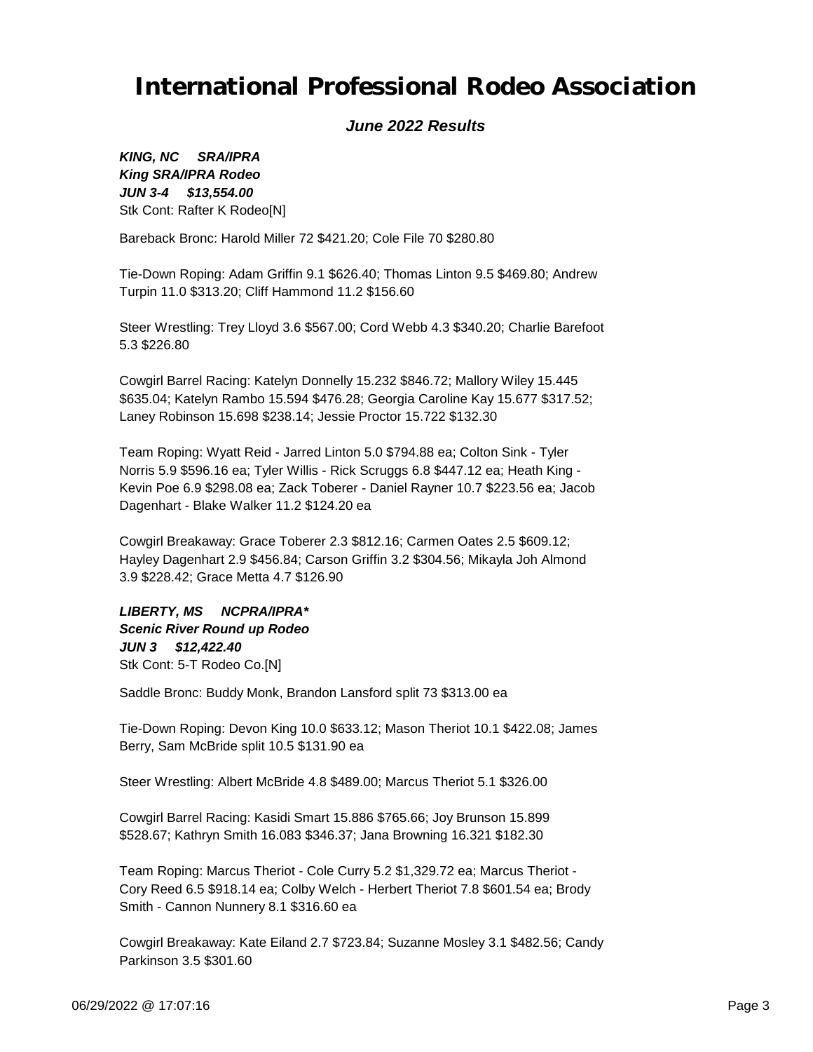# International Professional Rodeo Association

***June 2022 Results***

***KING, NC     SRA/IPRA***
***King SRA/IPRA Rodeo***
***JUN 3-4     $13,554.00***
Stk Cont: Rafter K Rodeo[N]

Bareback Bronc: Harold Miller 72 $421.20; Cole File 70 $280.80

Tie-Down Roping: Adam Griffin 9.1 $626.40; Thomas Linton 9.5 $469.80; Andrew Turpin 11.0 $313.20; Cliff Hammond 11.2 $156.60

Steer Wrestling: Trey Lloyd 3.6 $567.00; Cord Webb 4.3 $340.20; Charlie Barefoot 5.3 $226.80

Cowgirl Barrel Racing: Katelyn Donnelly 15.232 $846.72; Mallory Wiley 15.445 $635.04; Katelyn Rambo 15.594 $476.28; Georgia Caroline Kay 15.677 $317.52; Laney Robinson 15.698 $238.14; Jessie Proctor 15.722 $132.30

Team Roping: Wyatt Reid - Jarred Linton 5.0 $794.88 ea; Colton Sink - Tyler Norris 5.9 $596.16 ea; Tyler Willis - Rick Scruggs 6.8 $447.12 ea; Heath King - Kevin Poe 6.9 $298.08 ea; Zack Toberer - Daniel Rayner 10.7 $223.56 ea; Jacob Dagenhart - Blake Walker 11.2 $124.20 ea

Cowgirl Breakaway: Grace Toberer 2.3 $812.16; Carmen Oates 2.5 $609.12; Hayley Dagenhart 2.9 $456.84; Carson Griffin 3.2 $304.56; Mikayla Joh Almond 3.9 $228.42; Grace Metta 4.7 $126.90

***LIBERTY, MS     NCPRA/IPRA****
***Scenic River Round up Rodeo***
***JUN 3     $12,422.40***
Stk Cont: 5-T Rodeo Co.[N]

Saddle Bronc: Buddy Monk, Brandon Lansford split 73 $313.00 ea

Tie-Down Roping: Devon King 10.0 $633.12; Mason Theriot 10.1 $422.08; James Berry, Sam McBride split 10.5 $131.90 ea

Steer Wrestling: Albert McBride 4.8 $489.00; Marcus Theriot 5.1 $326.00

Cowgirl Barrel Racing: Kasidi Smart 15.886 $765.66; Joy Brunson 15.899 $528.67; Kathryn Smith 16.083 $346.37; Jana Browning 16.321 $182.30

Team Roping: Marcus Theriot - Cole Curry 5.2 $1,329.72 ea; Marcus Theriot - Cory Reed 6.5 $918.14 ea; Colby Welch - Herbert Theriot 7.8 $601.54 ea; Brody Smith - Cannon Nunnery 8.1 $316.60 ea

Cowgirl Breakaway: Kate Eiland 2.7 $723.84; Suzanne Mosley 3.1 $482.56; Candy Parkinson 3.5 $301.60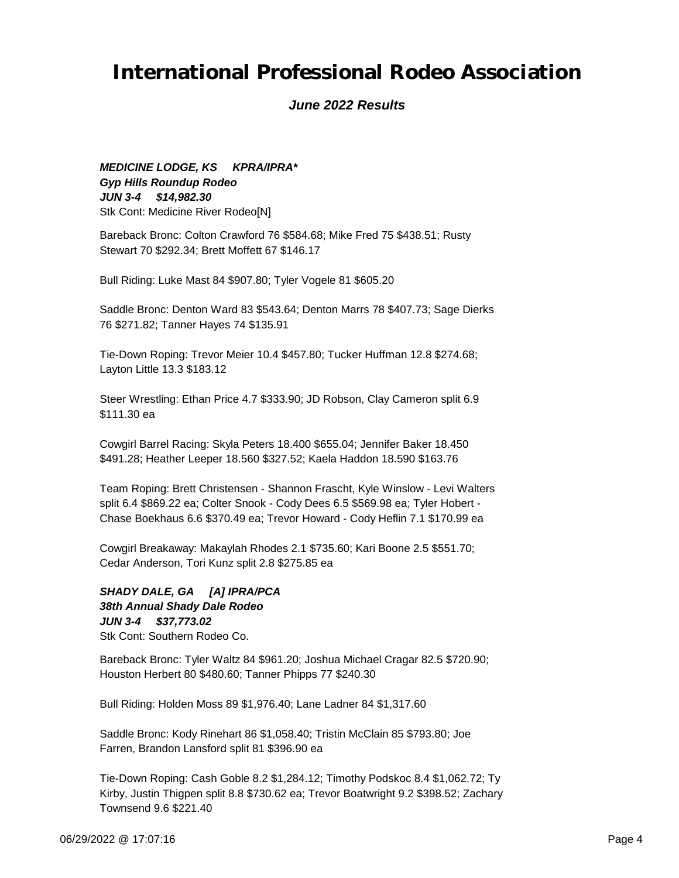# International Professional Rodeo Association

***June 2022 Results***

***MEDICINE LODGE, KS     KPRA/IPRA****
***Gyp Hills Roundup Rodeo***
***JUN 3-4     $14,982.30***
Stk Cont: Medicine River Rodeo[N]

Bareback Bronc: Colton Crawford 76 $584.68; Mike Fred 75 $438.51; Rusty Stewart 70 $292.34; Brett Moffett 67 $146.17

Bull Riding: Luke Mast 84 $907.80; Tyler Vogele 81 $605.20

Saddle Bronc: Denton Ward 83 $543.64; Denton Marrs 78 $407.73; Sage Dierks 76 $271.82; Tanner Hayes 74 $135.91

Tie-Down Roping: Trevor Meier 10.4 $457.80; Tucker Huffman 12.8 $274.68; Layton Little 13.3 $183.12

Steer Wrestling: Ethan Price 4.7 $333.90; JD Robson, Clay Cameron split 6.9 $111.30 ea

Cowgirl Barrel Racing: Skyla Peters 18.400 $655.04; Jennifer Baker 18.450 $491.28; Heather Leeper 18.560 $327.52; Kaela Haddon 18.590 $163.76

Team Roping: Brett Christensen - Shannon Frascht, Kyle Winslow - Levi Walters split 6.4 $869.22 ea; Colter Snook - Cody Dees 6.5 $569.98 ea; Tyler Hobert - Chase Boekhaus 6.6 $370.49 ea; Trevor Howard - Cody Heflin 7.1 $170.99 ea

Cowgirl Breakaway: Makaylah Rhodes 2.1 $735.60; Kari Boone 2.5 $551.70; Cedar Anderson, Tori Kunz split 2.8 $275.85 ea

***SHADY DALE, GA     [A] IPRA/PCA***
***38th Annual Shady Dale Rodeo***
***JUN 3-4     $37,773.02***
Stk Cont: Southern Rodeo Co.

Bareback Bronc: Tyler Waltz 84 $961.20; Joshua Michael Cragar 82.5 $720.90; Houston Herbert 80 $480.60; Tanner Phipps 77 $240.30

Bull Riding: Holden Moss 89 $1,976.40; Lane Ladner 84 $1,317.60

Saddle Bronc: Kody Rinehart 86 $1,058.40; Tristin McClain 85 $793.80; Joe Farren, Brandon Lansford split 81 $396.90 ea

Tie-Down Roping: Cash Goble 8.2 $1,284.12; Timothy Podskoc 8.4 $1,062.72; Ty Kirby, Justin Thigpen split 8.8 $730.62 ea; Trevor Boatwright 9.2 $398.52; Zachary Townsend 9.6 $221.40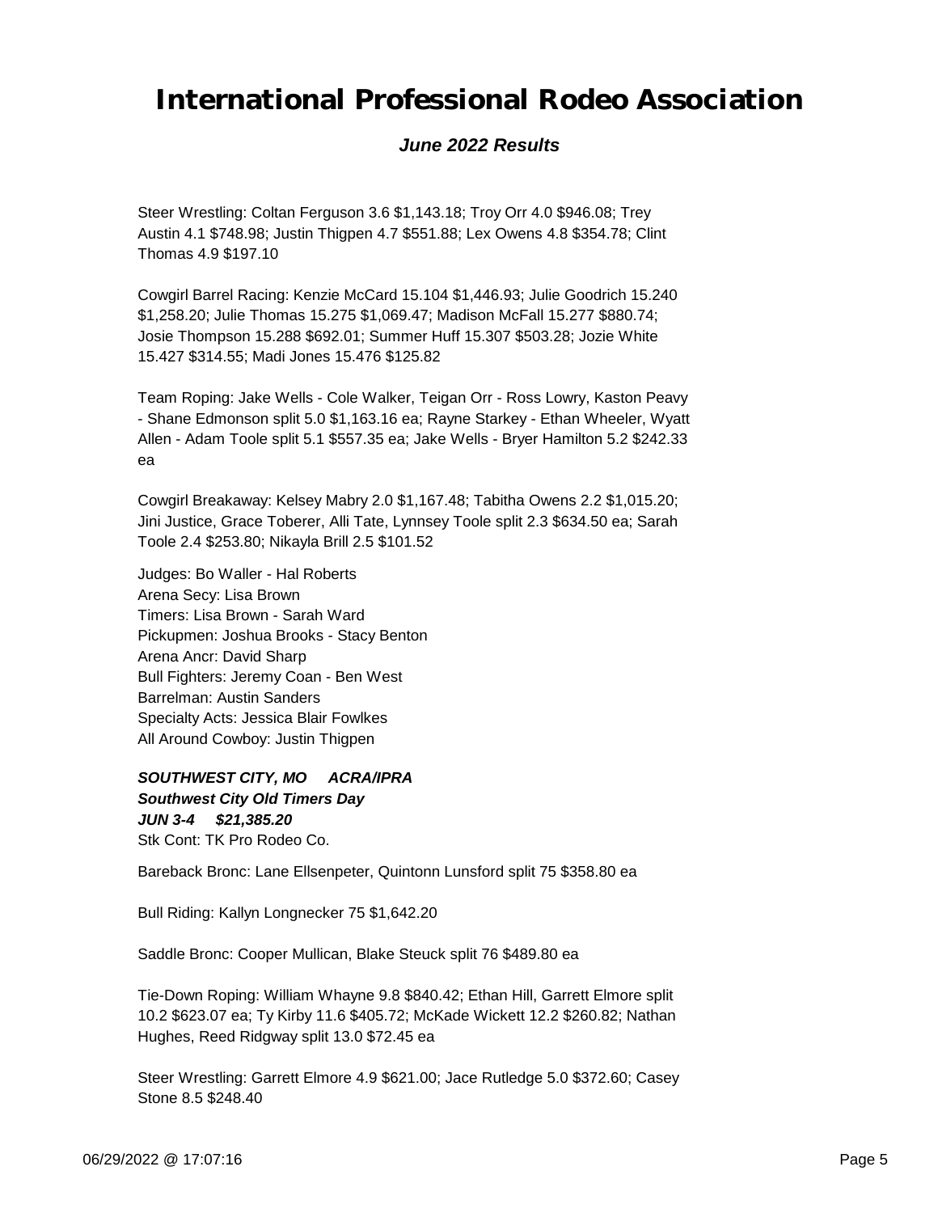# International Professional Rodeo Association

***June 2022 Results***

Steer Wrestling: Coltan Ferguson 3.6 $1,143.18; Troy Orr 4.0 $946.08; Trey Austin 4.1 $748.98; Justin Thigpen 4.7 $551.88; Lex Owens 4.8 $354.78; Clint Thomas 4.9 $197.10

Cowgirl Barrel Racing: Kenzie McCard 15.104 $1,446.93; Julie Goodrich 15.240 $1,258.20; Julie Thomas 15.275 $1,069.47; Madison McFall 15.277 $880.74; Josie Thompson 15.288 $692.01; Summer Huff 15.307 $503.28; Jozie White 15.427 $314.55; Madi Jones 15.476 $125.82

Team Roping: Jake Wells - Cole Walker, Teigan Orr - Ross Lowry, Kaston Peavy - Shane Edmonson split 5.0 $1,163.16 ea; Rayne Starkey - Ethan Wheeler, Wyatt Allen - Adam Toole split 5.1 $557.35 ea; Jake Wells - Bryer Hamilton 5.2 $242.33 ea

Cowgirl Breakaway: Kelsey Mabry 2.0 $1,167.48; Tabitha Owens 2.2 $1,015.20; Jini Justice, Grace Toberer, Alli Tate, Lynnsey Toole split 2.3 $634.50 ea; Sarah Toole 2.4 $253.80; Nikayla Brill 2.5 $101.52

Judges: Bo Waller - Hal Roberts
Arena Secy: Lisa Brown
Timers: Lisa Brown - Sarah Ward
Pickupmen: Joshua Brooks - Stacy Benton
Arena Ancr: David Sharp
Bull Fighters: Jeremy Coan - Ben West
Barrelman: Austin Sanders
Specialty Acts: Jessica Blair Fowlkes
All Around Cowboy: Justin Thigpen

***SOUTHWEST CITY, MO ACRA/IPRA***
***Southwest City Old Timers Day***
***JUN 3-4 $21,385.20***
Stk Cont: TK Pro Rodeo Co.

Bareback Bronc: Lane Ellsenpeter, Quintonn Lunsford split 75 $358.80 ea

Bull Riding: Kallyn Longnecker 75 $1,642.20

Saddle Bronc: Cooper Mullican, Blake Steuck split 76 $489.80 ea

Tie-Down Roping: William Whayne 9.8 $840.42; Ethan Hill, Garrett Elmore split 10.2 $623.07 ea; Ty Kirby 11.6 $405.72; McKade Wickett 12.2 $260.82; Nathan Hughes, Reed Ridgway split 13.0 $72.45 ea

Steer Wrestling: Garrett Elmore 4.9 $621.00; Jace Rutledge 5.0 $372.60; Casey Stone 8.5 $248.40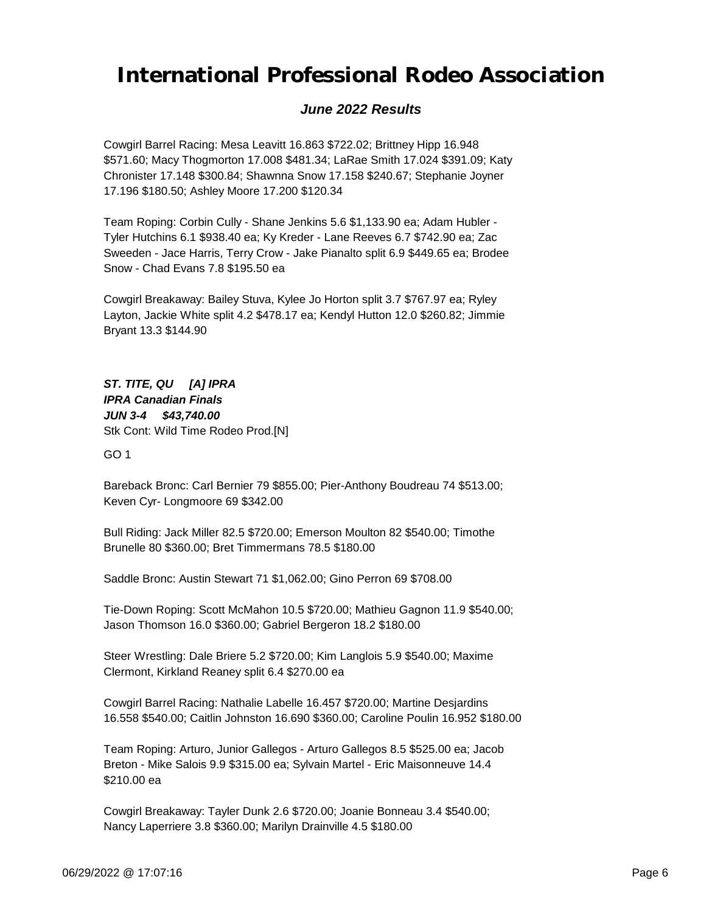Cowgirl Barrel Racing: Mesa Leavitt 16.863 $722.02; Brittney Hipp 16.948 $571.60; Macy Thogmorton 17.008 $481.34; LaRae Smith 17.024 $391.09; Katy Chronister 17.148 $300.84; Shawnna Snow 17.158 $240.67; Stephanie Joyner 17.196 $180.50; Ashley Moore 17.200 $120.34

Team Roping: Corbin Cully - Shane Jenkins 5.6 $1,133.90 ea; Adam Hubler - Tyler Hutchins 6.1 $938.40 ea; Ky Kreder - Lane Reeves 6.7 $742.90 ea; Zac Sweeden - Jace Harris, Terry Crow - Jake Pianalto split 6.9 $449.65 ea; Brodee Snow - Chad Evans 7.8 $195.50 ea

Cowgirl Breakaway: Bailey Stuva, Kylee Jo Horton split 3.7 $767.97 ea; Ryley Layton, Jackie White split 4.2 $478.17 ea; Kendyl Hutton 12.0 $260.82; Jimmie Bryant 13.3 $144.90

***ST. TITE, QU [A] IPRA***
***IPRA Canadian Finals***
***JUN 3-4 $43,740.00***
Stk Cont: Wild Time Rodeo Prod.[N]

GO 1

Bareback Bronc: Carl Bernier 79 $855.00; Pier-Anthony Boudreau 74 $513.00; Keven Cyr- Longmoore 69 $342.00

Bull Riding: Jack Miller 82.5 $720.00; Emerson Moulton 82 $540.00; Timothe Brunelle 80 $360.00; Bret Timmermans 78.5 $180.00

Saddle Bronc: Austin Stewart 71 $1,062.00; Gino Perron 69 $708.00

Tie-Down Roping: Scott McMahon 10.5 $720.00; Mathieu Gagnon 11.9 $540.00; Jason Thomson 16.0 $360.00; Gabriel Bergeron 18.2 $180.00

Steer Wrestling: Dale Briere 5.2 $720.00; Kim Langlois 5.9 $540.00; Maxime Clermont, Kirkland Reaney split 6.4 $270.00 ea

Cowgirl Barrel Racing: Nathalie Labelle 16.457 $720.00; Martine Desjardins 16.558 $540.00; Caitlin Johnston 16.690 $360.00; Caroline Poulin 16.952 $180.00

Team Roping: Arturo, Junior Gallegos - Arturo Gallegos 8.5 $525.00 ea; Jacob Breton - Mike Salois 9.9 $315.00 ea; Sylvain Martel - Eric Maisonneuve 14.4 $210.00 ea

Cowgirl Breakaway: Tayler Dunk 2.6 $720.00; Joanie Bonneau 3.4 $540.00; Nancy Laperriere 3.8 $360.00; Marilyn Drainville 4.5 $180.00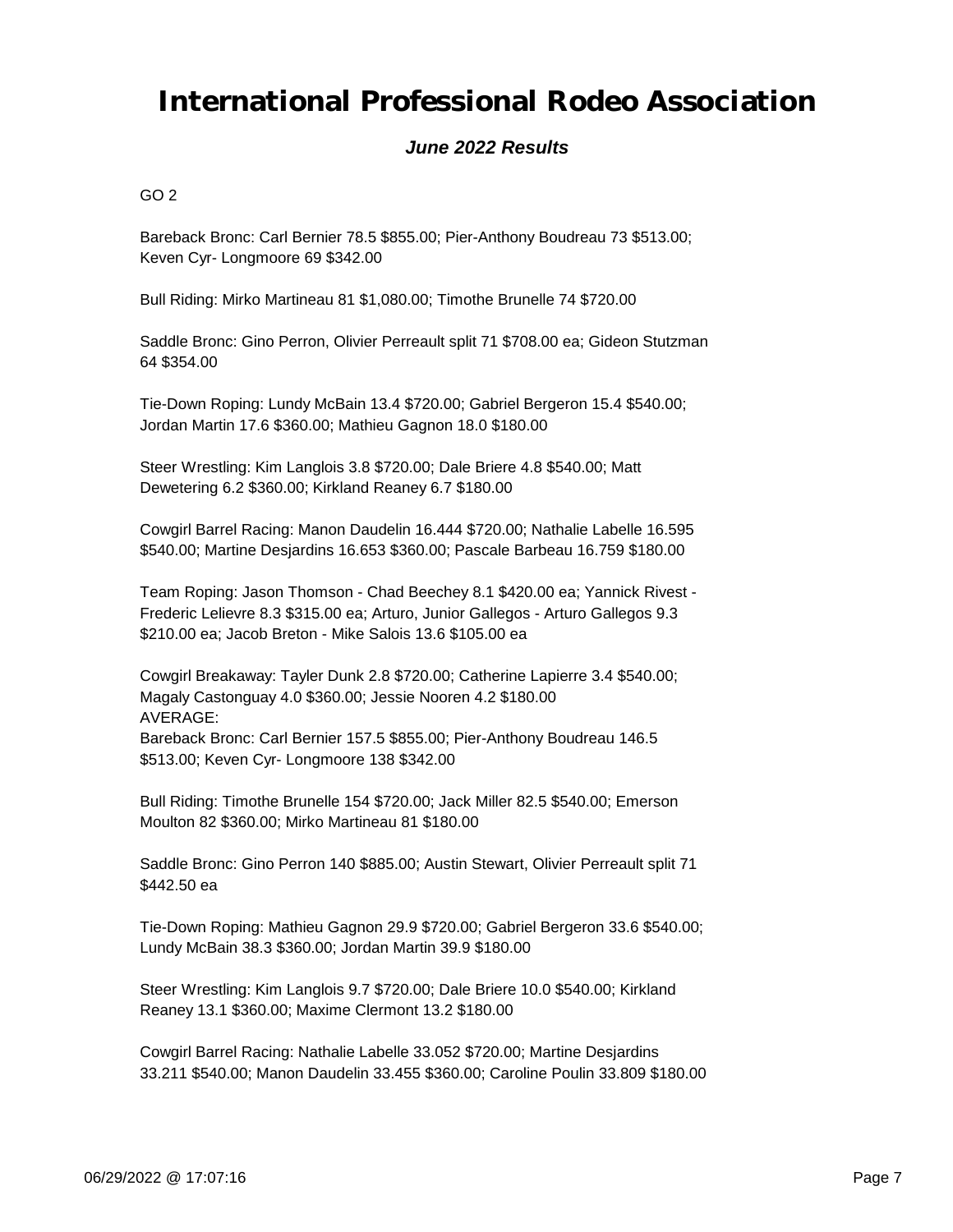# International Professional Rodeo Association

***June 2022 Results***

GO 2

Bareback Bronc: Carl Bernier 78.5 $855.00; Pier-Anthony Boudreau 73 $513.00; Keven Cyr- Longmoore 69 $342.00

Bull Riding: Mirko Martineau 81 $1,080.00; Timothe Brunelle 74 $720.00

Saddle Bronc: Gino Perron, Olivier Perreault split 71 $708.00 ea; Gideon Stutzman 64 $354.00

Tie-Down Roping: Lundy McBain 13.4 $720.00; Gabriel Bergeron 15.4 $540.00; Jordan Martin 17.6 $360.00; Mathieu Gagnon 18.0 $180.00

Steer Wrestling: Kim Langlois 3.8 $720.00; Dale Briere 4.8 $540.00; Matt Dewetering 6.2 $360.00; Kirkland Reaney 6.7 $180.00

Cowgirl Barrel Racing: Manon Daudelin 16.444 $720.00; Nathalie Labelle 16.595 $540.00; Martine Desjardins 16.653 $360.00; Pascale Barbeau 16.759 $180.00

Team Roping: Jason Thomson - Chad Beechey 8.1 $420.00 ea; Yannick Rivest - Frederic Lelievre 8.3 $315.00 ea; Arturo, Junior Gallegos - Arturo Gallegos 9.3 $210.00 ea; Jacob Breton - Mike Salois 13.6 $105.00 ea

Cowgirl Breakaway: Tayler Dunk 2.8 $720.00; Catherine Lapierre 3.4 $540.00; Magaly Castonguay 4.0 $360.00; Jessie Nooren 4.2 $180.00

AVERAGE:

Bareback Bronc: Carl Bernier 157.5 $855.00; Pier-Anthony Boudreau 146.5 $513.00; Keven Cyr- Longmoore 138 $342.00

Bull Riding: Timothe Brunelle 154 $720.00; Jack Miller 82.5 $540.00; Emerson Moulton 82 $360.00; Mirko Martineau 81 $180.00

Saddle Bronc: Gino Perron 140 $885.00; Austin Stewart, Olivier Perreault split 71 $442.50 ea

Tie-Down Roping: Mathieu Gagnon 29.9 $720.00; Gabriel Bergeron 33.6 $540.00; Lundy McBain 38.3 $360.00; Jordan Martin 39.9 $180.00

Steer Wrestling: Kim Langlois 9.7 $720.00; Dale Briere 10.0 $540.00; Kirkland Reaney 13.1 $360.00; Maxime Clermont 13.2 $180.00

Cowgirl Barrel Racing: Nathalie Labelle 33.052 $720.00; Martine Desjardins 33.211 $540.00; Manon Daudelin 33.455 $360.00; Caroline Poulin 33.809 $180.00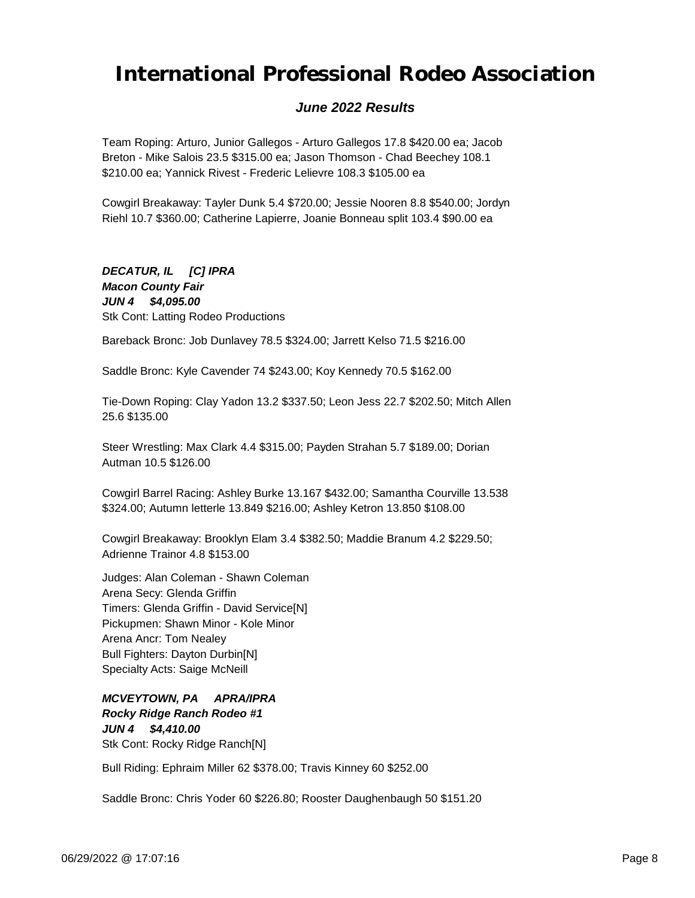Team Roping: Arturo, Junior Gallegos - Arturo Gallegos 17.8 $420.00 ea; Jacob Breton - Mike Salois 23.5 $315.00 ea; Jason Thomson - Chad Beechey 108.1 $210.00 ea; Yannick Rivest - Frederic Lelievre 108.3 $105.00 ea

Cowgirl Breakaway: Tayler Dunk 5.4 $720.00; Jessie Nooren 8.8 $540.00; Jordyn Riehl 10.7 $360.00; Catherine Lapierre, Joanie Bonneau split 103.4 $90.00 ea

***DECATUR, IL [C] IPRA***
***Macon County Fair***
***JUN 4 $4,095.00***
Stk Cont: Latting Rodeo Productions

Bareback Bronc: Job Dunlavey 78.5 $324.00; Jarrett Kelso 71.5 $216.00

Saddle Bronc: Kyle Cavender 74 $243.00; Koy Kennedy 70.5 $162.00

Tie-Down Roping: Clay Yadon 13.2 $337.50; Leon Jess 22.7 $202.50; Mitch Allen 25.6 $135.00

Steer Wrestling: Max Clark 4.4 $315.00; Payden Strahan 5.7 $189.00; Dorian Autman 10.5 $126.00

Cowgirl Barrel Racing: Ashley Burke 13.167 $432.00; Samantha Courville 13.538 $324.00; Autumn letterle 13.849 $216.00; Ashley Ketron 13.850 $108.00

Cowgirl Breakaway: Brooklyn Elam 3.4 $382.50; Maddie Branum 4.2 $229.50; Adrienne Trainor 4.8 $153.00

Judges: Alan Coleman - Shawn Coleman
Arena Secy: Glenda Griffin
Timers: Glenda Griffin - David Service[N]
Pickupmen: Shawn Minor - Kole Minor
Arena Ancr: Tom Nealey
Bull Fighters: Dayton Durbin[N]
Specialty Acts: Saige McNeill

***MCVEYTOWN, PA APRA/IPRA***
***Rocky Ridge Ranch Rodeo #1***
***JUN 4 $4,410.00***
Stk Cont: Rocky Ridge Ranch[N]

Bull Riding: Ephraim Miller 62 $378.00; Travis Kinney 60 $252.00

Saddle Bronc: Chris Yoder 60 $226.80; Rooster Daughenbaugh 50 $151.20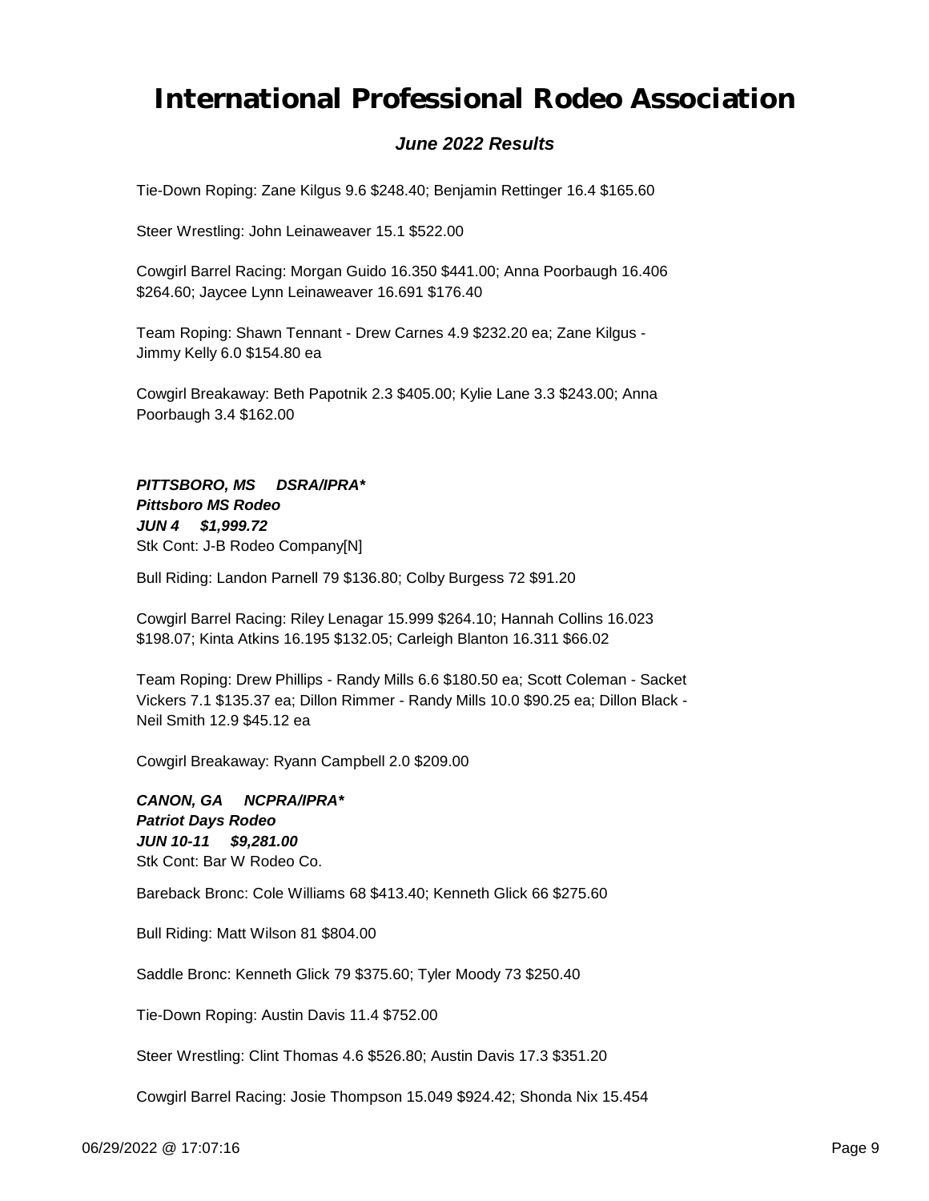# International Professional Rodeo Association

***June 2022 Results***

Tie-Down Roping: Zane Kilgus 9.6 $248.40; Benjamin Rettinger 16.4 $165.60

Steer Wrestling: John Leinaweaver 15.1 $522.00

Cowgirl Barrel Racing: Morgan Guido 16.350 $441.00; Anna Poorbaugh 16.406 $264.60; Jaycee Lynn Leinaweaver 16.691 $176.40

Team Roping: Shawn Tennant - Drew Carnes 4.9 $232.20 ea; Zane Kilgus - Jimmy Kelly 6.0 $154.80 ea

Cowgirl Breakaway: Beth Papotnik 2.3 $405.00; Kylie Lane 3.3 $243.00; Anna Poorbaugh 3.4 $162.00

***PITTSBORO, MS DSRA/IPRA****
***Pittsboro MS Rodeo***
***JUN 4 $1,999.72***
Stk Cont: J-B Rodeo Company[N]

Bull Riding: Landon Parnell 79 $136.80; Colby Burgess 72 $91.20

Cowgirl Barrel Racing: Riley Lenagar 15.999 $264.10; Hannah Collins 16.023 $198.07; Kinta Atkins 16.195 $132.05; Carleigh Blanton 16.311 $66.02

Team Roping: Drew Phillips - Randy Mills 6.6 $180.50 ea; Scott Coleman - Sacket Vickers 7.1 $135.37 ea; Dillon Rimmer - Randy Mills 10.0 $90.25 ea; Dillon Black - Neil Smith 12.9 $45.12 ea

Cowgirl Breakaway: Ryann Campbell 2.0 $209.00

***CANON, GA NCPRA/IPRA****
***Patriot Days Rodeo***
***JUN 10-11 $9,281.00***
Stk Cont: Bar W Rodeo Co.

Bareback Bronc: Cole Williams 68 $413.40; Kenneth Glick 66 $275.60

Bull Riding: Matt Wilson 81 $804.00

Saddle Bronc: Kenneth Glick 79 $375.60; Tyler Moody 73 $250.40

Tie-Down Roping: Austin Davis 11.4 $752.00

Steer Wrestling: Clint Thomas 4.6 $526.80; Austin Davis 17.3 $351.20

Cowgirl Barrel Racing: Josie Thompson 15.049 $924.42; Shonda Nix 15.454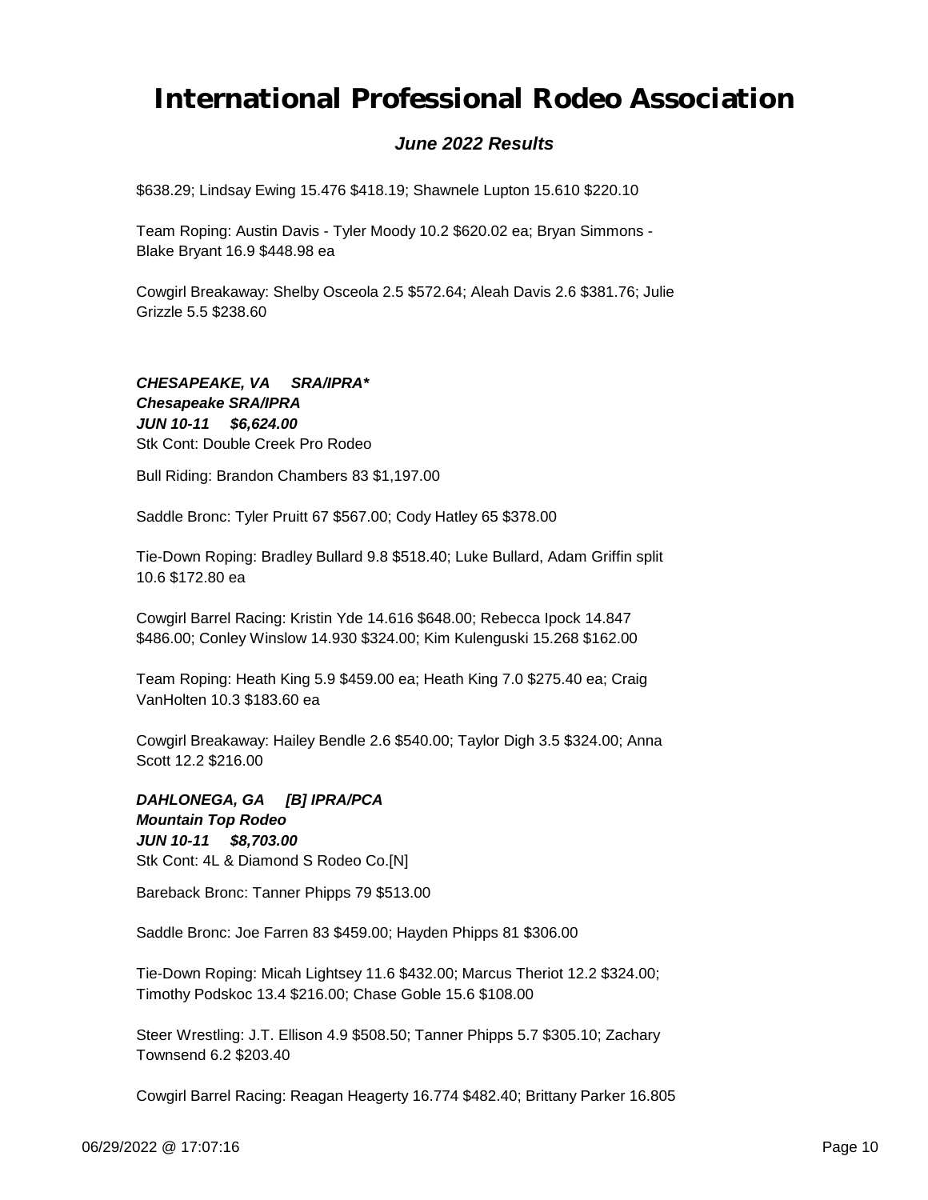$638.29; Lindsay Ewing 15.476 $418.19; Shawnele Lupton 15.610 $220.10

Team Roping: Austin Davis - Tyler Moody 10.2 $620.02 ea; Bryan Simmons - Blake Bryant 16.9 $448.98 ea

Cowgirl Breakaway: Shelby Osceola 2.5 $572.64; Aleah Davis 2.6 $381.76; Julie Grizzle 5.5 $238.60

***CHESAPEAKE, VA SRA/IPRA****
***Chesapeake SRA/IPRA***
***JUN 10-11 $6,624.00***
Stk Cont: Double Creek Pro Rodeo

Bull Riding: Brandon Chambers 83 $1,197.00

Saddle Bronc: Tyler Pruitt 67 $567.00; Cody Hatley 65 $378.00

Tie-Down Roping: Bradley Bullard 9.8 $518.40; Luke Bullard, Adam Griffin split 10.6 $172.80 ea

Cowgirl Barrel Racing: Kristin Yde 14.616 $648.00; Rebecca Ipock 14.847 $486.00; Conley Winslow 14.930 $324.00; Kim Kulenguski 15.268 $162.00

Team Roping: Heath King 5.9 $459.00 ea; Heath King 7.0 $275.40 ea; Craig VanHolten 10.3 $183.60 ea

Cowgirl Breakaway: Hailey Bendle 2.6 $540.00; Taylor Digh 3.5 $324.00; Anna Scott 12.2 $216.00

***DAHLONEGA, GA [B] IPRA/PCA***
***Mountain Top Rodeo***
***JUN 10-11 $8,703.00***
Stk Cont: 4L & Diamond S Rodeo Co.[N]

Bareback Bronc: Tanner Phipps 79 $513.00

Saddle Bronc: Joe Farren 83 $459.00; Hayden Phipps 81 $306.00

Tie-Down Roping: Micah Lightsey 11.6 $432.00; Marcus Theriot 12.2 $324.00; Timothy Podskoc 13.4 $216.00; Chase Goble 15.6 $108.00

Steer Wrestling: J.T. Ellison 4.9 $508.50; Tanner Phipps 5.7 $305.10; Zachary Townsend 6.2 $203.40

Cowgirl Barrel Racing: Reagan Heagerty 16.774 $482.40; Brittany Parker 16.805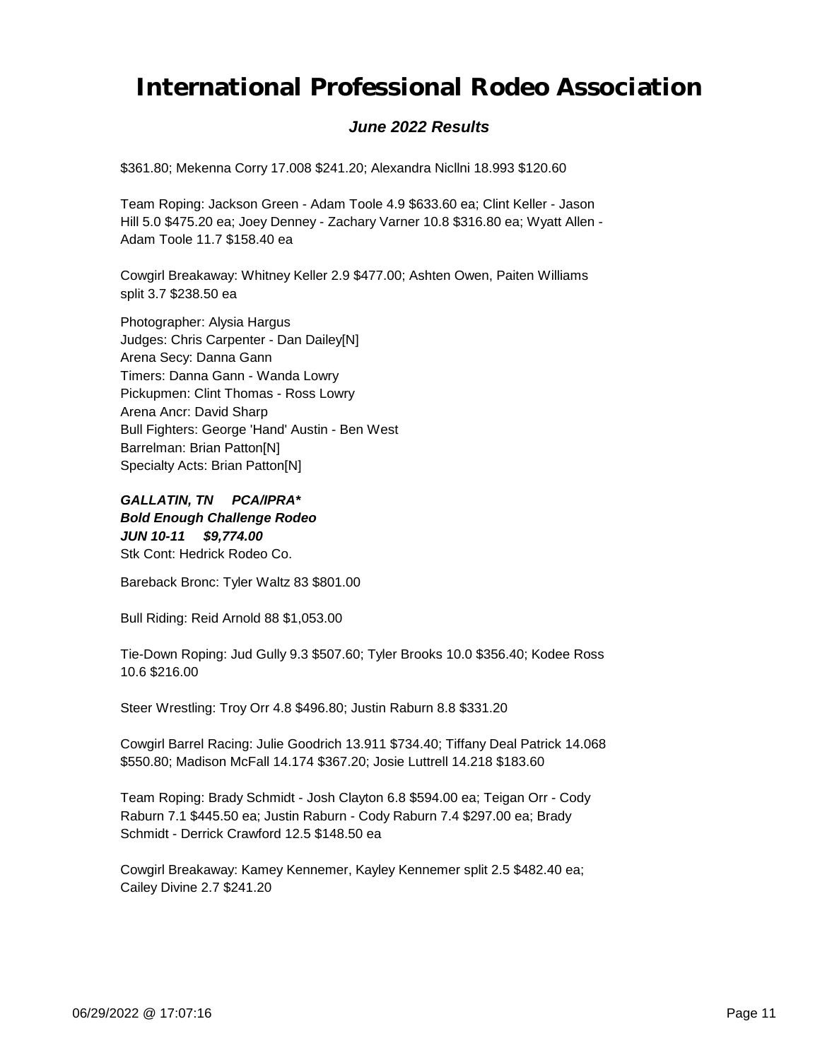$361.80; Mekenna Corry 17.008 $241.20; Alexandra Nicllni 18.993 $120.60

Team Roping: Jackson Green - Adam Toole 4.9 $633.60 ea; Clint Keller - Jason Hill 5.0 $475.20 ea; Joey Denney - Zachary Varner 10.8 $316.80 ea; Wyatt Allen - Adam Toole 11.7 $158.40 ea

Cowgirl Breakaway: Whitney Keller 2.9 $477.00; Ashten Owen, Paiten Williams split 3.7 $238.50 ea

Photographer: Alysia Hargus
Judges: Chris Carpenter - Dan Dailey[N]
Arena Secy: Danna Gann
Timers: Danna Gann - Wanda Lowry
Pickupmen: Clint Thomas - Ross Lowry
Arena Ancr: David Sharp
Bull Fighters: George 'Hand' Austin - Ben West
Barrelman: Brian Patton[N]
Specialty Acts: Brian Patton[N]

***GALLATIN, TN     PCA/IPRA****
***Bold Enough Challenge Rodeo***
***JUN 10-11     $9,774.00***
Stk Cont: Hedrick Rodeo Co.

Bareback Bronc: Tyler Waltz 83 $801.00

Bull Riding: Reid Arnold 88 $1,053.00

Tie-Down Roping: Jud Gully 9.3 $507.60; Tyler Brooks 10.0 $356.40; Kodee Ross 10.6 $216.00

Steer Wrestling: Troy Orr 4.8 $496.80; Justin Raburn 8.8 $331.20

Cowgirl Barrel Racing: Julie Goodrich 13.911 $734.40; Tiffany Deal Patrick 14.068 $550.80; Madison McFall 14.174 $367.20; Josie Luttrell 14.218 $183.60

Team Roping: Brady Schmidt - Josh Clayton 6.8 $594.00 ea; Teigan Orr - Cody Raburn 7.1 $445.50 ea; Justin Raburn - Cody Raburn 7.4 $297.00 ea; Brady Schmidt - Derrick Crawford 12.5 $148.50 ea

Cowgirl Breakaway: Kamey Kennemer, Kayley Kennemer split 2.5 $482.40 ea; Cailey Divine 2.7 $241.20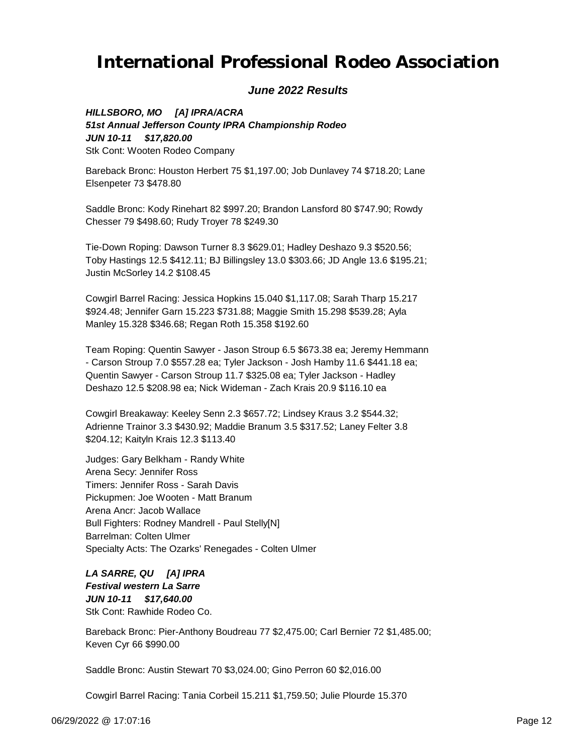# International Professional Rodeo Association

***June 2022 Results***

***HILLSBORO, MO [A] IPRA/ACRA***
***51st Annual Jefferson County IPRA Championship Rodeo***
***JUN 10-11 $17,820.00***
Stk Cont: Wooten Rodeo Company

Bareback Bronc: Houston Herbert 75 $1,197.00; Job Dunlavey 74 $718.20; Lane Elsenpeter 73 $478.80

Saddle Bronc: Kody Rinehart 82 $997.20; Brandon Lansford 80 $747.90; Rowdy Chesser 79 $498.60; Rudy Troyer 78 $249.30

Tie-Down Roping: Dawson Turner 8.3 $629.01; Hadley Deshazo 9.3 $520.56; Toby Hastings 12.5 $412.11; BJ Billingsley 13.0 $303.66; JD Angle 13.6 $195.21; Justin McSorley 14.2 $108.45

Cowgirl Barrel Racing: Jessica Hopkins 15.040 $1,117.08; Sarah Tharp 15.217 $924.48; Jennifer Garn 15.223 $731.88; Maggie Smith 15.298 $539.28; Ayla Manley 15.328 $346.68; Regan Roth 15.358 $192.60

Team Roping: Quentin Sawyer - Jason Stroup 6.5 $673.38 ea; Jeremy Hemmann - Carson Stroup 7.0 $557.28 ea; Tyler Jackson - Josh Hamby 11.6 $441.18 ea; Quentin Sawyer - Carson Stroup 11.7 $325.08 ea; Tyler Jackson - Hadley Deshazo 12.5 $208.98 ea; Nick Wideman - Zach Krais 20.9 $116.10 ea

Cowgirl Breakaway: Keeley Senn 2.3 $657.72; Lindsey Kraus 3.2 $544.32; Adrienne Trainor 3.3 $430.92; Maddie Branum 3.5 $317.52; Laney Felter 3.8 $204.12; Kaityln Krais 12.3 $113.40

Judges: Gary Belkham - Randy White
Arena Secy: Jennifer Ross
Timers: Jennifer Ross - Sarah Davis
Pickupmen: Joe Wooten - Matt Branum
Arena Ancr: Jacob Wallace
Bull Fighters: Rodney Mandrell - Paul Stelly[N]
Barrelman: Colten Ulmer
Specialty Acts: The Ozarks' Renegades - Colten Ulmer

***LA SARRE, QU [A] IPRA***
***Festival western La Sarre***
***JUN 10-11 $17,640.00***
Stk Cont: Rawhide Rodeo Co.

Bareback Bronc: Pier-Anthony Boudreau 77 $2,475.00; Carl Bernier 72 $1,485.00; Keven Cyr 66 $990.00

Saddle Bronc: Austin Stewart 70 $3,024.00; Gino Perron 60 $2,016.00

Cowgirl Barrel Racing: Tania Corbeil 15.211 $1,759.50; Julie Plourde 15.370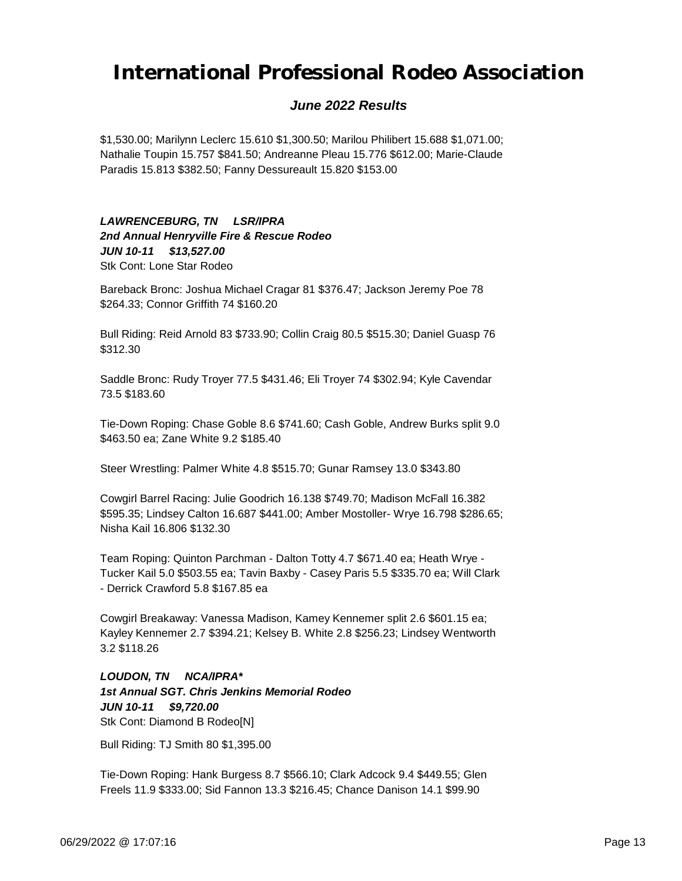$1,530.00; Marilynn Leclerc 15.610 $1,300.50; Marilou Philibert 15.688 $1,071.00; Nathalie Toupin 15.757 $841.50; Andreanne Pleau 15.776 $612.00; Marie-Claude Paradis 15.813 $382.50; Fanny Dessureault 15.820 $153.00

***LAWRENCEBURG, TN LSR/IPRA***
***2nd Annual Henryville Fire & Rescue Rodeo***
***JUN 10-11 $13,527.00***
Stk Cont: Lone Star Rodeo

Bareback Bronc: Joshua Michael Cragar 81 $376.47; Jackson Jeremy Poe 78 $264.33; Connor Griffith 74 $160.20

Bull Riding: Reid Arnold 83 $733.90; Collin Craig 80.5 $515.30; Daniel Guasp 76 $312.30

Saddle Bronc: Rudy Troyer 77.5 $431.46; Eli Troyer 74 $302.94; Kyle Cavendar 73.5 $183.60

Tie-Down Roping: Chase Goble 8.6 $741.60; Cash Goble, Andrew Burks split 9.0 $463.50 ea; Zane White 9.2 $185.40

Steer Wrestling: Palmer White 4.8 $515.70; Gunar Ramsey 13.0 $343.80

Cowgirl Barrel Racing: Julie Goodrich 16.138 $749.70; Madison McFall 16.382 $595.35; Lindsey Calton 16.687 $441.00; Amber Mostoller- Wrye 16.798 $286.65; Nisha Kail 16.806 $132.30

Team Roping: Quinton Parchman - Dalton Totty 4.7 $671.40 ea; Heath Wrye - Tucker Kail 5.0 $503.55 ea; Tavin Baxby - Casey Paris 5.5 $335.70 ea; Will Clark - Derrick Crawford 5.8 $167.85 ea

Cowgirl Breakaway: Vanessa Madison, Kamey Kennemer split 2.6 $601.15 ea; Kayley Kennemer 2.7 $394.21; Kelsey B. White 2.8 $256.23; Lindsey Wentworth 3.2 $118.26

***LOUDON, TN NCA/IPRA****
***1st Annual SGT. Chris Jenkins Memorial Rodeo***
***JUN 10-11 $9,720.00***
Stk Cont: Diamond B Rodeo[N]

Bull Riding: TJ Smith 80 $1,395.00

Tie-Down Roping: Hank Burgess 8.7 $566.10; Clark Adcock 9.4 $449.55; Glen Freels 11.9 $333.00; Sid Fannon 13.3 $216.45; Chance Danison 14.1 $99.90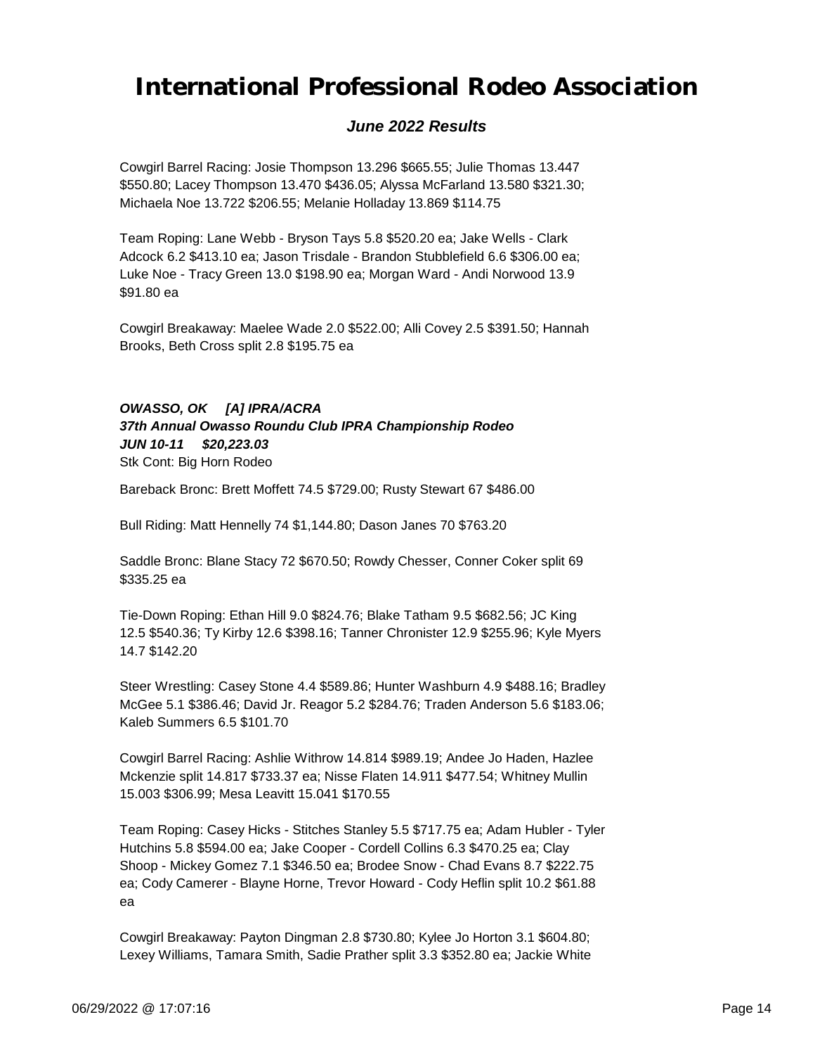# International Professional Rodeo Association

***June 2022 Results***

Cowgirl Barrel Racing: Josie Thompson 13.296 $665.55; Julie Thomas 13.447 $550.80; Lacey Thompson 13.470 $436.05; Alyssa McFarland 13.580 $321.30; Michaela Noe 13.722 $206.55; Melanie Holladay 13.869 $114.75

Team Roping: Lane Webb - Bryson Tays 5.8 $520.20 ea; Jake Wells - Clark Adcock 6.2 $413.10 ea; Jason Trisdale - Brandon Stubblefield 6.6 $306.00 ea; Luke Noe - Tracy Green 13.0 $198.90 ea; Morgan Ward - Andi Norwood 13.9 $91.80 ea

Cowgirl Breakaway: Maelee Wade 2.0 $522.00; Alli Covey 2.5 $391.50; Hannah Brooks, Beth Cross split 2.8 $195.75 ea

***OWASSO, OK [A] IPRA/ACRA***
***37th Annual Owasso Roundu Club IPRA Championship Rodeo***
***JUN 10-11 $20,223.03***
Stk Cont: Big Horn Rodeo

Bareback Bronc: Brett Moffett 74.5 $729.00; Rusty Stewart 67 $486.00

Bull Riding: Matt Hennelly 74 $1,144.80; Dason Janes 70 $763.20

Saddle Bronc: Blane Stacy 72 $670.50; Rowdy Chesser, Conner Coker split 69 $335.25 ea

Tie-Down Roping: Ethan Hill 9.0 $824.76; Blake Tatham 9.5 $682.56; JC King 12.5 $540.36; Ty Kirby 12.6 $398.16; Tanner Chronister 12.9 $255.96; Kyle Myers 14.7 $142.20

Steer Wrestling: Casey Stone 4.4 $589.86; Hunter Washburn 4.9 $488.16; Bradley McGee 5.1 $386.46; David Jr. Reagor 5.2 $284.76; Traden Anderson 5.6 $183.06; Kaleb Summers 6.5 $101.70

Cowgirl Barrel Racing: Ashlie Withrow 14.814 $989.19; Andee Jo Haden, Hazlee Mckenzie split 14.817 $733.37 ea; Nisse Flaten 14.911 $477.54; Whitney Mullin 15.003 $306.99; Mesa Leavitt 15.041 $170.55

Team Roping: Casey Hicks - Stitches Stanley 5.5 $717.75 ea; Adam Hubler - Tyler Hutchins 5.8 $594.00 ea; Jake Cooper - Cordell Collins 6.3 $470.25 ea; Clay Shoop - Mickey Gomez 7.1 $346.50 ea; Brodee Snow - Chad Evans 8.7 $222.75 ea; Cody Camerer - Blayne Horne, Trevor Howard - Cody Heflin split 10.2 $61.88 ea

Cowgirl Breakaway: Payton Dingman 2.8 $730.80; Kylee Jo Horton 3.1 $604.80; Lexey Williams, Tamara Smith, Sadie Prather split 3.3 $352.80 ea; Jackie White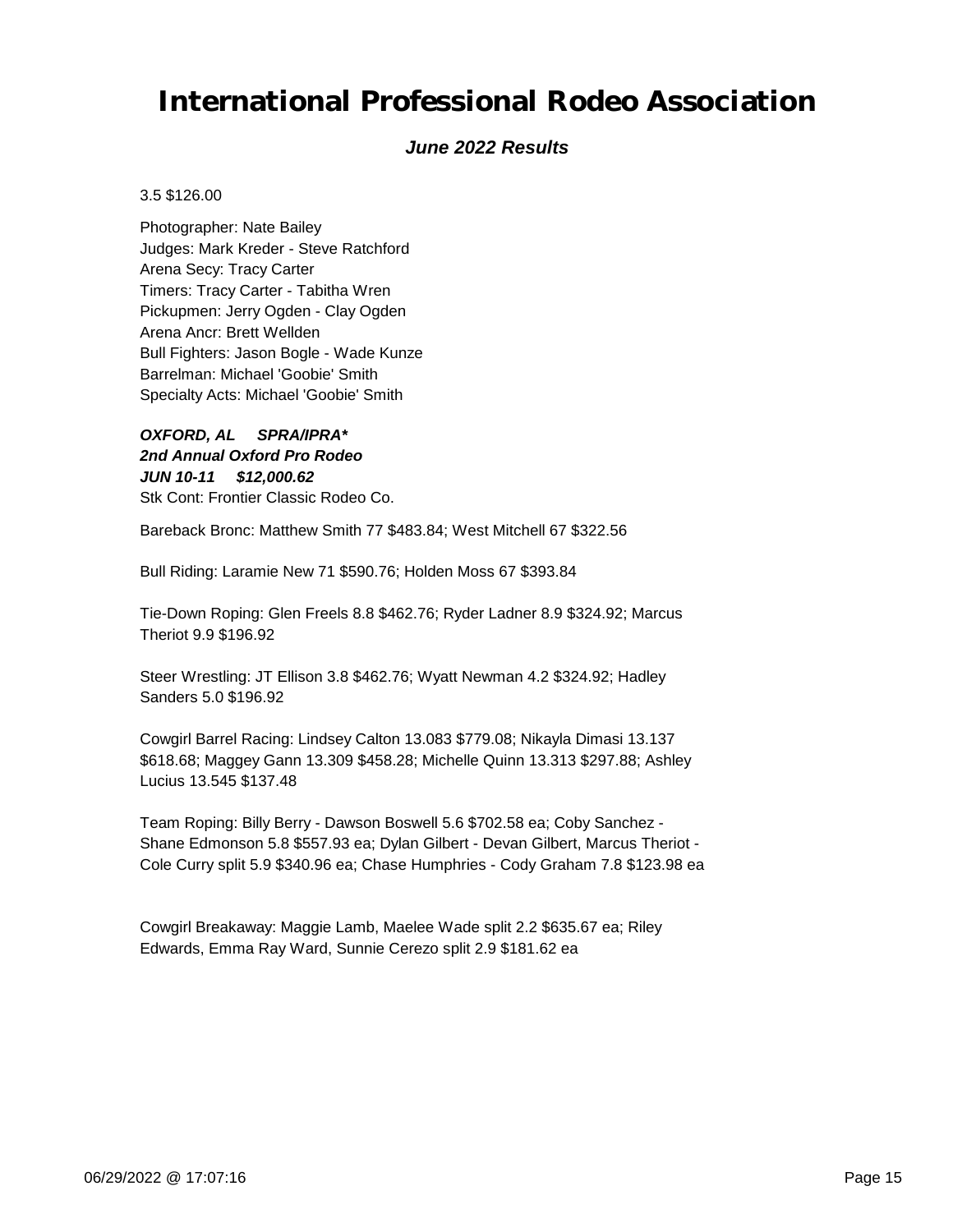3.5 $126.00

Photographer: Nate Bailey
Judges: Mark Kreder - Steve Ratchford
Arena Secy: Tracy Carter
Timers: Tracy Carter - Tabitha Wren
Pickupmen: Jerry Ogden - Clay Ogden
Arena Ancr: Brett Wellden
Bull Fighters: Jason Bogle - Wade Kunze
Barrelman: Michael 'Goobie' Smith
Specialty Acts: Michael 'Goobie' Smith

***OXFORD, AL     SPRA/IPRA****
***2nd Annual Oxford Pro Rodeo***
***JUN 10-11     $12,000.62***
Stk Cont: Frontier Classic Rodeo Co.

Bareback Bronc: Matthew Smith 77 $483.84; West Mitchell 67 $322.56

Bull Riding: Laramie New 71 $590.76; Holden Moss 67 $393.84

Tie-Down Roping: Glen Freels 8.8 $462.76; Ryder Ladner 8.9 $324.92; Marcus Theriot 9.9 $196.92

Steer Wrestling: JT Ellison 3.8 $462.76; Wyatt Newman 4.2 $324.92; Hadley Sanders 5.0 $196.92

Cowgirl Barrel Racing: Lindsey Calton 13.083 $779.08; Nikayla Dimasi 13.137 $618.68; Maggey Gann 13.309 $458.28; Michelle Quinn 13.313 $297.88; Ashley Lucius 13.545 $137.48

Team Roping: Billy Berry - Dawson Boswell 5.6 $702.58 ea; Coby Sanchez - Shane Edmonson 5.8 $557.93 ea; Dylan Gilbert - Devan Gilbert, Marcus Theriot - Cole Curry split 5.9 $340.96 ea; Chase Humphries - Cody Graham 7.8 $123.98 ea

Cowgirl Breakaway: Maggie Lamb, Maelee Wade split 2.2 $635.67 ea; Riley Edwards, Emma Ray Ward, Sunnie Cerezo split 2.9 $181.62 ea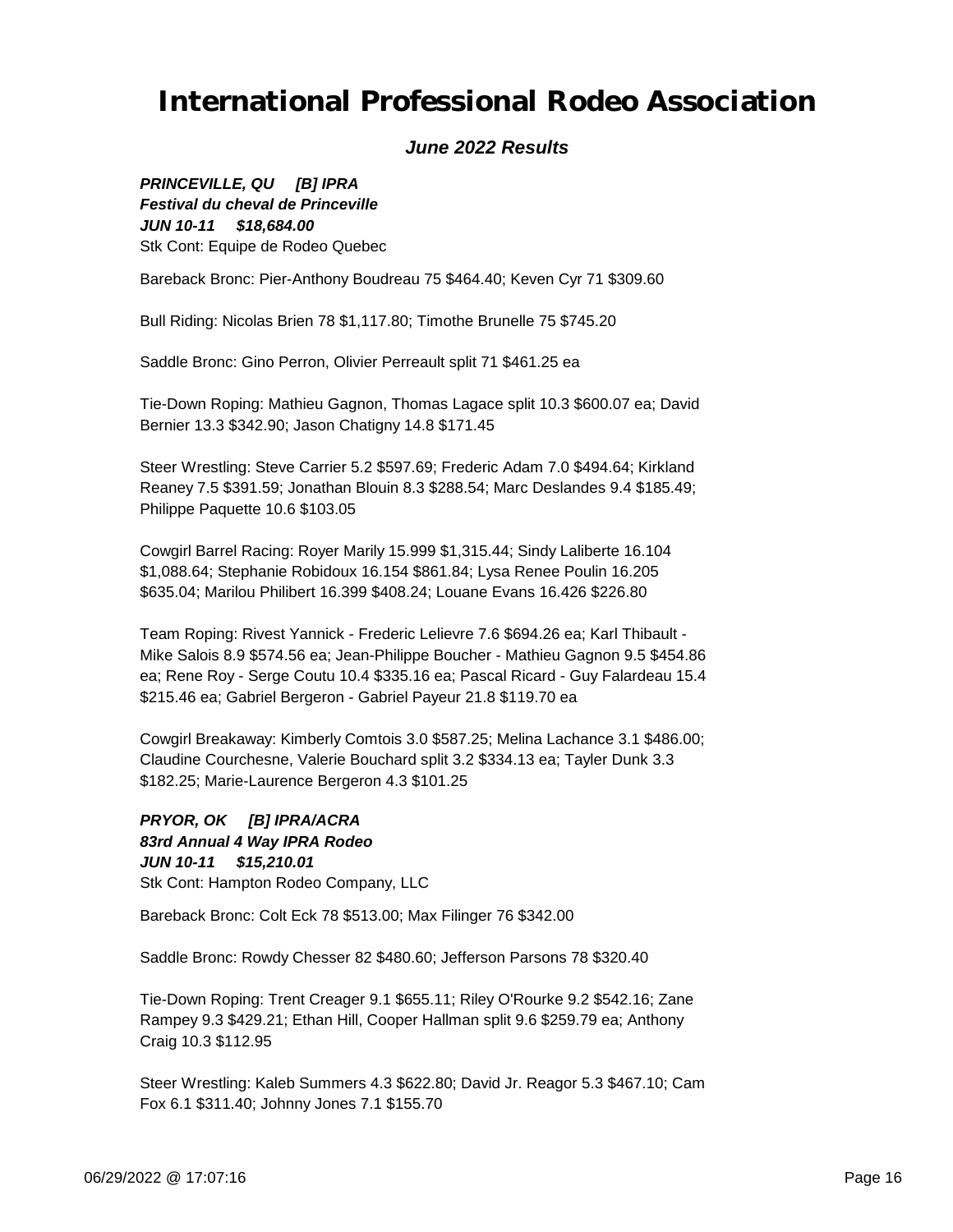# International Professional Rodeo Association

***June 2022 Results***

***PRINCEVILLE, QU [B] IPRA***
***Festival du cheval de Princeville***
***JUN 10-11 $18,684.00***
Stk Cont: Equipe de Rodeo Quebec

Bareback Bronc: Pier-Anthony Boudreau 75 $464.40; Keven Cyr 71 $309.60

Bull Riding: Nicolas Brien 78 $1,117.80; Timothe Brunelle 75 $745.20

Saddle Bronc: Gino Perron, Olivier Perreault split 71 $461.25 ea

Tie-Down Roping: Mathieu Gagnon, Thomas Lagace split 10.3 $600.07 ea; David Bernier 13.3 $342.90; Jason Chatigny 14.8 $171.45

Steer Wrestling: Steve Carrier 5.2 $597.69; Frederic Adam 7.0 $494.64; Kirkland Reaney 7.5 $391.59; Jonathan Blouin 8.3 $288.54; Marc Deslandes 9.4 $185.49; Philippe Paquette 10.6 $103.05

Cowgirl Barrel Racing: Royer Marily 15.999 $1,315.44; Sindy Laliberte 16.104 $1,088.64; Stephanie Robidoux 16.154 $861.84; Lysa Renee Poulin 16.205 $635.04; Marilou Philibert 16.399 $408.24; Louane Evans 16.426 $226.80

Team Roping: Rivest Yannick - Frederic Lelievre 7.6 $694.26 ea; Karl Thibault - Mike Salois 8.9 $574.56 ea; Jean-Philippe Boucher - Mathieu Gagnon 9.5 $454.86 ea; Rene Roy - Serge Coutu 10.4 $335.16 ea; Pascal Ricard - Guy Falardeau 15.4 $215.46 ea; Gabriel Bergeron - Gabriel Payeur 21.8 $119.70 ea

Cowgirl Breakaway: Kimberly Comtois 3.0 $587.25; Melina Lachance 3.1 $486.00; Claudine Courchesne, Valerie Bouchard split 3.2 $334.13 ea; Tayler Dunk 3.3 $182.25; Marie-Laurence Bergeron 4.3 $101.25

***PRYOR, OK [B] IPRA/ACRA***
***83rd Annual 4 Way IPRA Rodeo***
***JUN 10-11 $15,210.01***
Stk Cont: Hampton Rodeo Company, LLC

Bareback Bronc: Colt Eck 78 $513.00; Max Filinger 76 $342.00

Saddle Bronc: Rowdy Chesser 82 $480.60; Jefferson Parsons 78 $320.40

Tie-Down Roping: Trent Creager 9.1 $655.11; Riley O'Rourke 9.2 $542.16; Zane Rampey 9.3 $429.21; Ethan Hill, Cooper Hallman split 9.6 $259.79 ea; Anthony Craig 10.3 $112.95

Steer Wrestling: Kaleb Summers 4.3 $622.80; David Jr. Reagor 5.3 $467.10; Cam Fox 6.1 $311.40; Johnny Jones 7.1 $155.70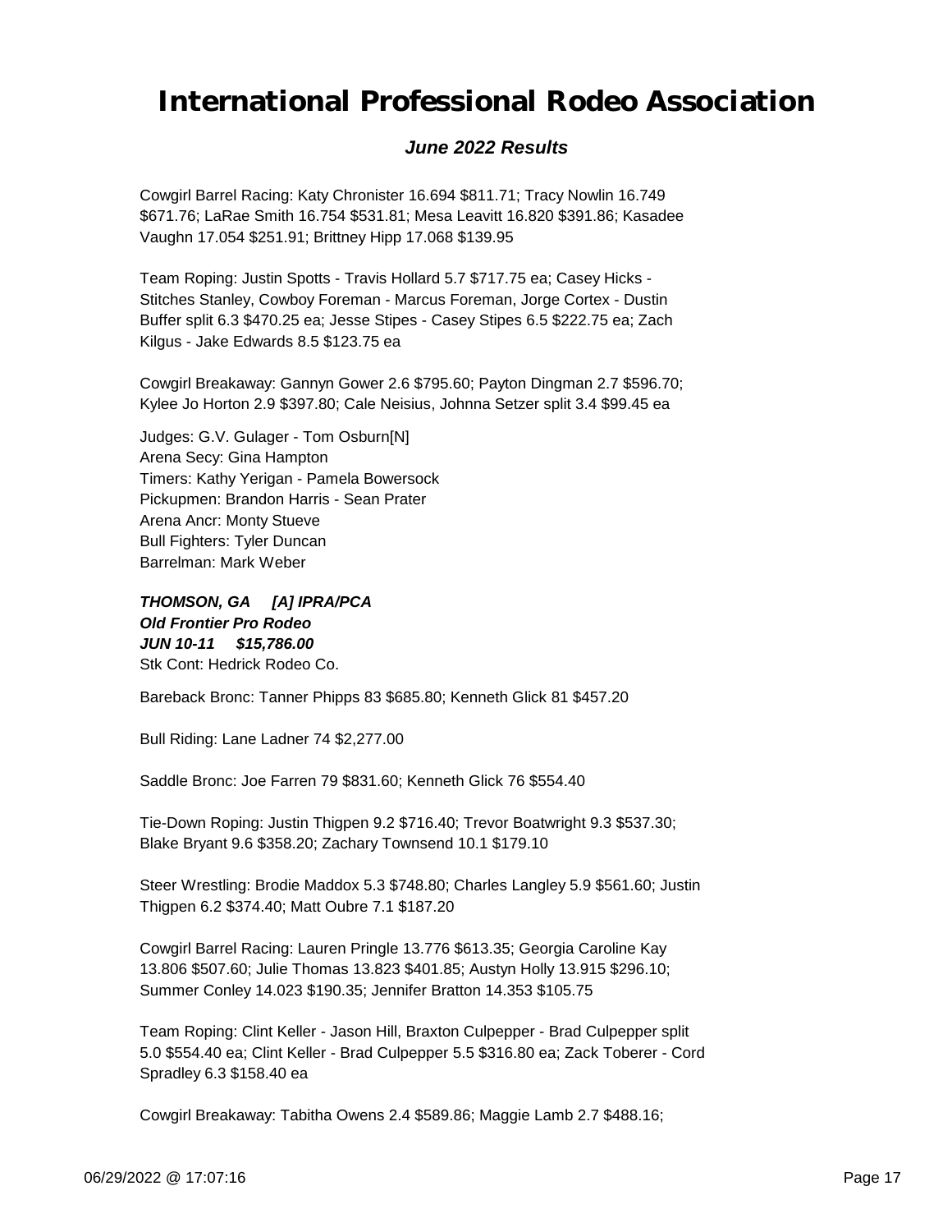Cowgirl Barrel Racing: Katy Chronister 16.694 $811.71; Tracy Nowlin 16.749 $671.76; LaRae Smith 16.754 $531.81; Mesa Leavitt 16.820 $391.86; Kasadee Vaughn 17.054 $251.91; Brittney Hipp 17.068 $139.95

Team Roping: Justin Spotts - Travis Hollard 5.7 $717.75 ea; Casey Hicks - Stitches Stanley, Cowboy Foreman - Marcus Foreman, Jorge Cortex - Dustin Buffer split 6.3 $470.25 ea; Jesse Stipes - Casey Stipes 6.5 $222.75 ea; Zach Kilgus - Jake Edwards 8.5 $123.75 ea

Cowgirl Breakaway: Gannyn Gower 2.6 $795.60; Payton Dingman 2.7 $596.70; Kylee Jo Horton 2.9 $397.80; Cale Neisius, Johnna Setzer split 3.4 $99.45 ea

Judges: G.V. Gulager - Tom Osburn[N]
Arena Secy: Gina Hampton
Timers: Kathy Yerigan - Pamela Bowersock
Pickupmen: Brandon Harris - Sean Prater
Arena Ancr: Monty Stueve
Bull Fighters: Tyler Duncan
Barrelman: Mark Weber

***THOMSON, GA [A] IPRA/PCA***
***Old Frontier Pro Rodeo***
***JUN 10-11 $15,786.00***
Stk Cont: Hedrick Rodeo Co.

Bareback Bronc: Tanner Phipps 83 $685.80; Kenneth Glick 81 $457.20

Bull Riding: Lane Ladner 74 $2,277.00

Saddle Bronc: Joe Farren 79 $831.60; Kenneth Glick 76 $554.40

Tie-Down Roping: Justin Thigpen 9.2 $716.40; Trevor Boatwright 9.3 $537.30; Blake Bryant 9.6 $358.20; Zachary Townsend 10.1 $179.10

Steer Wrestling: Brodie Maddox 5.3 $748.80; Charles Langley 5.9 $561.60; Justin Thigpen 6.2 $374.40; Matt Oubre 7.1 $187.20

Cowgirl Barrel Racing: Lauren Pringle 13.776 $613.35; Georgia Caroline Kay 13.806 $507.60; Julie Thomas 13.823 $401.85; Austyn Holly 13.915 $296.10; Summer Conley 14.023 $190.35; Jennifer Bratton 14.353 $105.75

Team Roping: Clint Keller - Jason Hill, Braxton Culpepper - Brad Culpepper split 5.0 $554.40 ea; Clint Keller - Brad Culpepper 5.5 $316.80 ea; Zack Toberer - Cord Spradley 6.3 $158.40 ea

Cowgirl Breakaway: Tabitha Owens 2.4 $589.86; Maggie Lamb 2.7 $488.16;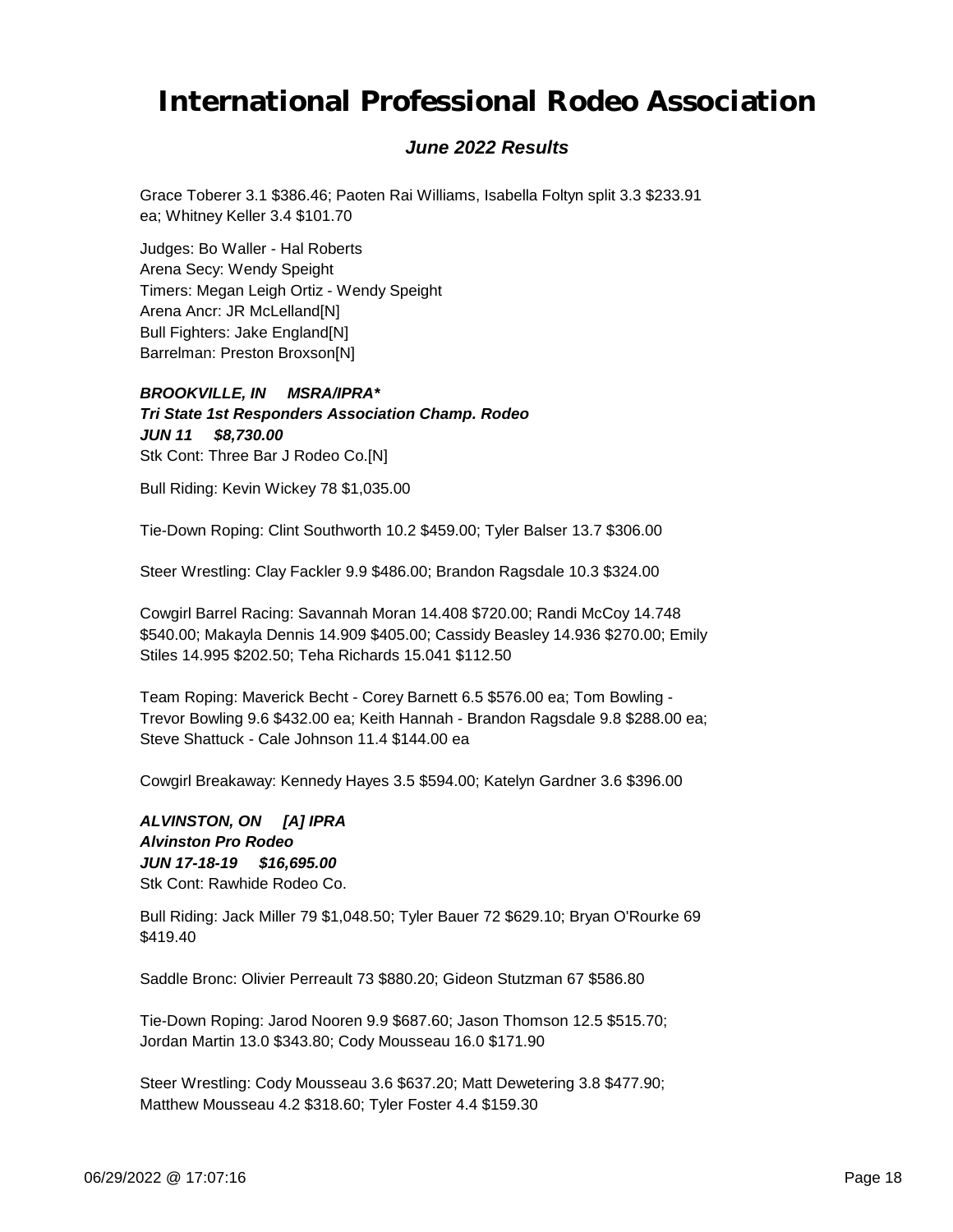Grace Toberer 3.1 $386.46; Paoten Rai Williams, Isabella Foltyn split 3.3 $233.91 ea; Whitney Keller 3.4 $101.70

Judges: Bo Waller - Hal Roberts
Arena Secy: Wendy Speight
Timers: Megan Leigh Ortiz - Wendy Speight
Arena Ancr: JR McLelland[N]
Bull Fighters: Jake England[N]
Barrelman: Preston Broxson[N]

***BROOKVILLE, IN     MSRA/IPRA****
***Tri State 1st Responders Association Champ. Rodeo***
***JUN 11     $8,730.00***
Stk Cont: Three Bar J Rodeo Co.[N]

Bull Riding: Kevin Wickey 78 $1,035.00

Tie-Down Roping: Clint Southworth 10.2 $459.00; Tyler Balser 13.7 $306.00

Steer Wrestling: Clay Fackler 9.9 $486.00; Brandon Ragsdale 10.3 $324.00

Cowgirl Barrel Racing: Savannah Moran 14.408 $720.00; Randi McCoy 14.748 $540.00; Makayla Dennis 14.909 $405.00; Cassidy Beasley 14.936 $270.00; Emily Stiles 14.995 $202.50; Teha Richards 15.041 $112.50

Team Roping: Maverick Becht - Corey Barnett 6.5 $576.00 ea; Tom Bowling - Trevor Bowling 9.6 $432.00 ea; Keith Hannah - Brandon Ragsdale 9.8 $288.00 ea; Steve Shattuck - Cale Johnson 11.4 $144.00 ea

Cowgirl Breakaway: Kennedy Hayes 3.5 $594.00; Katelyn Gardner 3.6 $396.00

***ALVINSTON, ON     [A] IPRA***
***Alvinston Pro Rodeo***
***JUN 17-18-19     $16,695.00***
Stk Cont: Rawhide Rodeo Co.

Bull Riding: Jack Miller 79 $1,048.50; Tyler Bauer 72 $629.10; Bryan O'Rourke 69 $419.40

Saddle Bronc: Olivier Perreault 73 $880.20; Gideon Stutzman 67 $586.80

Tie-Down Roping: Jarod Nooren 9.9 $687.60; Jason Thomson 12.5 $515.70; Jordan Martin 13.0 $343.80; Cody Mousseau 16.0 $171.90

Steer Wrestling: Cody Mousseau 3.6 $637.20; Matt Dewetering 3.8 $477.90; Matthew Mousseau 4.2 $318.60; Tyler Foster 4.4 $159.30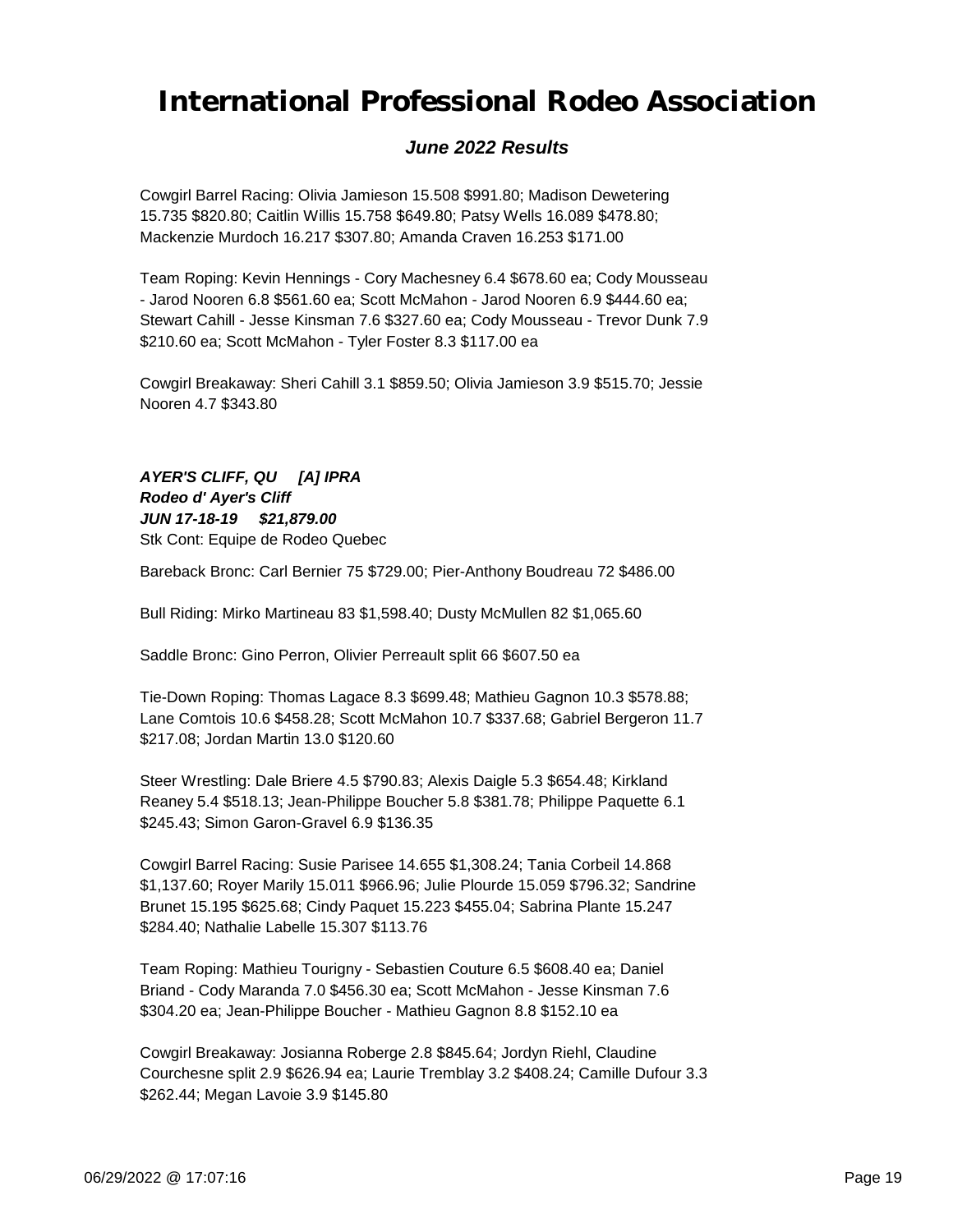Cowgirl Barrel Racing: Olivia Jamieson 15.508 $991.80; Madison Dewetering 15.735 $820.80; Caitlin Willis 15.758 $649.80; Patsy Wells 16.089 $478.80; Mackenzie Murdoch 16.217 $307.80; Amanda Craven 16.253 $171.00

Team Roping: Kevin Hennings - Cory Machesney 6.4 $678.60 ea; Cody Mousseau - Jarod Nooren 6.8 $561.60 ea; Scott McMahon - Jarod Nooren 6.9 $444.60 ea; Stewart Cahill - Jesse Kinsman 7.6 $327.60 ea; Cody Mousseau - Trevor Dunk 7.9 $210.60 ea; Scott McMahon - Tyler Foster 8.3 $117.00 ea

Cowgirl Breakaway: Sheri Cahill 3.1 $859.50; Olivia Jamieson 3.9 $515.70; Jessie Nooren 4.7 $343.80

***AYER'S CLIFF, QU [A] IPRA***
***Rodeo d' Ayer's Cliff***
***JUN 17-18-19 $21,879.00***
Stk Cont: Equipe de Rodeo Quebec

Bareback Bronc: Carl Bernier 75 $729.00; Pier-Anthony Boudreau 72 $486.00

Bull Riding: Mirko Martineau 83 $1,598.40; Dusty McMullen 82 $1,065.60

Saddle Bronc: Gino Perron, Olivier Perreault split 66 $607.50 ea

Tie-Down Roping: Thomas Lagace 8.3 $699.48; Mathieu Gagnon 10.3 $578.88; Lane Comtois 10.6 $458.28; Scott McMahon 10.7 $337.68; Gabriel Bergeron 11.7 $217.08; Jordan Martin 13.0 $120.60

Steer Wrestling: Dale Briere 4.5 $790.83; Alexis Daigle 5.3 $654.48; Kirkland Reaney 5.4 $518.13; Jean-Philippe Boucher 5.8 $381.78; Philippe Paquette 6.1 $245.43; Simon Garon-Gravel 6.9 $136.35

Cowgirl Barrel Racing: Susie Parisee 14.655 $1,308.24; Tania Corbeil 14.868 $1,137.60; Royer Marily 15.011 $966.96; Julie Plourde 15.059 $796.32; Sandrine Brunet 15.195 $625.68; Cindy Paquet 15.223 $455.04; Sabrina Plante 15.247 $284.40; Nathalie Labelle 15.307 $113.76

Team Roping: Mathieu Tourigny - Sebastien Couture 6.5 $608.40 ea; Daniel Briand - Cody Maranda 7.0 $456.30 ea; Scott McMahon - Jesse Kinsman 7.6 $304.20 ea; Jean-Philippe Boucher - Mathieu Gagnon 8.8 $152.10 ea

Cowgirl Breakaway: Josianna Roberge 2.8 $845.64; Jordyn Riehl, Claudine Courchesne split 2.9 $626.94 ea; Laurie Tremblay 3.2 $408.24; Camille Dufour 3.3 $262.44; Megan Lavoie 3.9 $145.80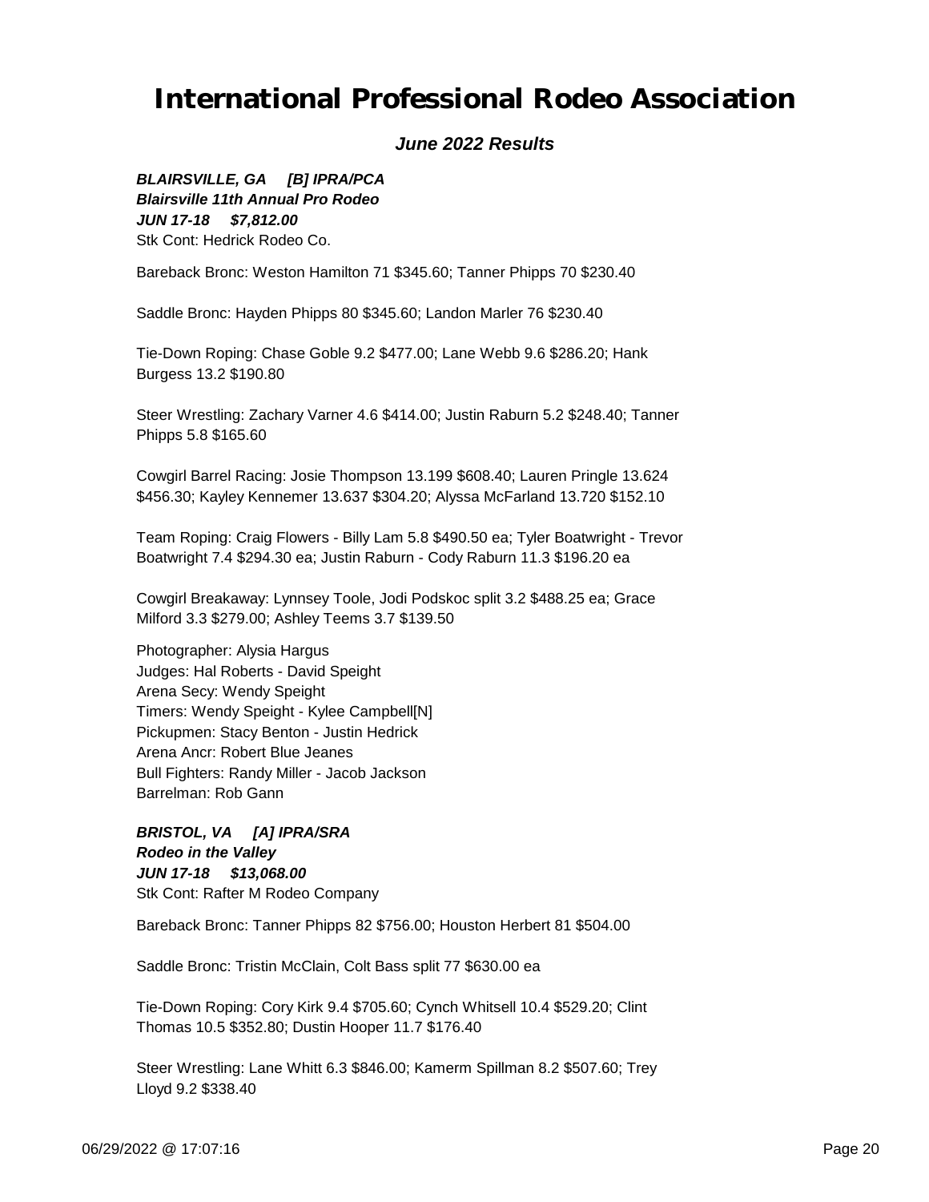# International Professional Rodeo Association

## *June 2022 Results*

***BLAIRSVILLE, GA [B] IPRA/PCA***
***Blairsville 11th Annual Pro Rodeo***
***JUN 17-18 $7,812.00***
Stk Cont: Hedrick Rodeo Co.

Bareback Bronc: Weston Hamilton 71 $345.60; Tanner Phipps 70 $230.40

Saddle Bronc: Hayden Phipps 80 $345.60; Landon Marler 76 $230.40

Tie-Down Roping: Chase Goble 9.2 $477.00; Lane Webb 9.6 $286.20; Hank Burgess 13.2 $190.80

Steer Wrestling: Zachary Varner 4.6 $414.00; Justin Raburn 5.2 $248.40; Tanner Phipps 5.8 $165.60

Cowgirl Barrel Racing: Josie Thompson 13.199 $608.40; Lauren Pringle 13.624 $456.30; Kayley Kennemer 13.637 $304.20; Alyssa McFarland 13.720 $152.10

Team Roping: Craig Flowers - Billy Lam 5.8 $490.50 ea; Tyler Boatwright - Trevor Boatwright 7.4 $294.30 ea; Justin Raburn - Cody Raburn 11.3 $196.20 ea

Cowgirl Breakaway: Lynnsey Toole, Jodi Podskoc split 3.2 $488.25 ea; Grace Milford 3.3 $279.00; Ashley Teems 3.7 $139.50

Photographer: Alysia Hargus
Judges: Hal Roberts - David Speight
Arena Secy: Wendy Speight
Timers: Wendy Speight - Kylee Campbell[N]
Pickupmen: Stacy Benton - Justin Hedrick
Arena Ancr: Robert Blue Jeanes
Bull Fighters: Randy Miller - Jacob Jackson
Barrelman: Rob Gann

***BRISTOL, VA [A] IPRA/SRA***
***Rodeo in the Valley***
***JUN 17-18 $13,068.00***
Stk Cont: Rafter M Rodeo Company

Bareback Bronc: Tanner Phipps 82 $756.00; Houston Herbert 81 $504.00

Saddle Bronc: Tristin McClain, Colt Bass split 77 $630.00 ea

Tie-Down Roping: Cory Kirk 9.4 $705.60; Cynch Whitsell 10.4 $529.20; Clint Thomas 10.5 $352.80; Dustin Hooper 11.7 $176.40

Steer Wrestling: Lane Whitt 6.3 $846.00; Kamerm Spillman 8.2 $507.60; Trey Lloyd 9.2 $338.40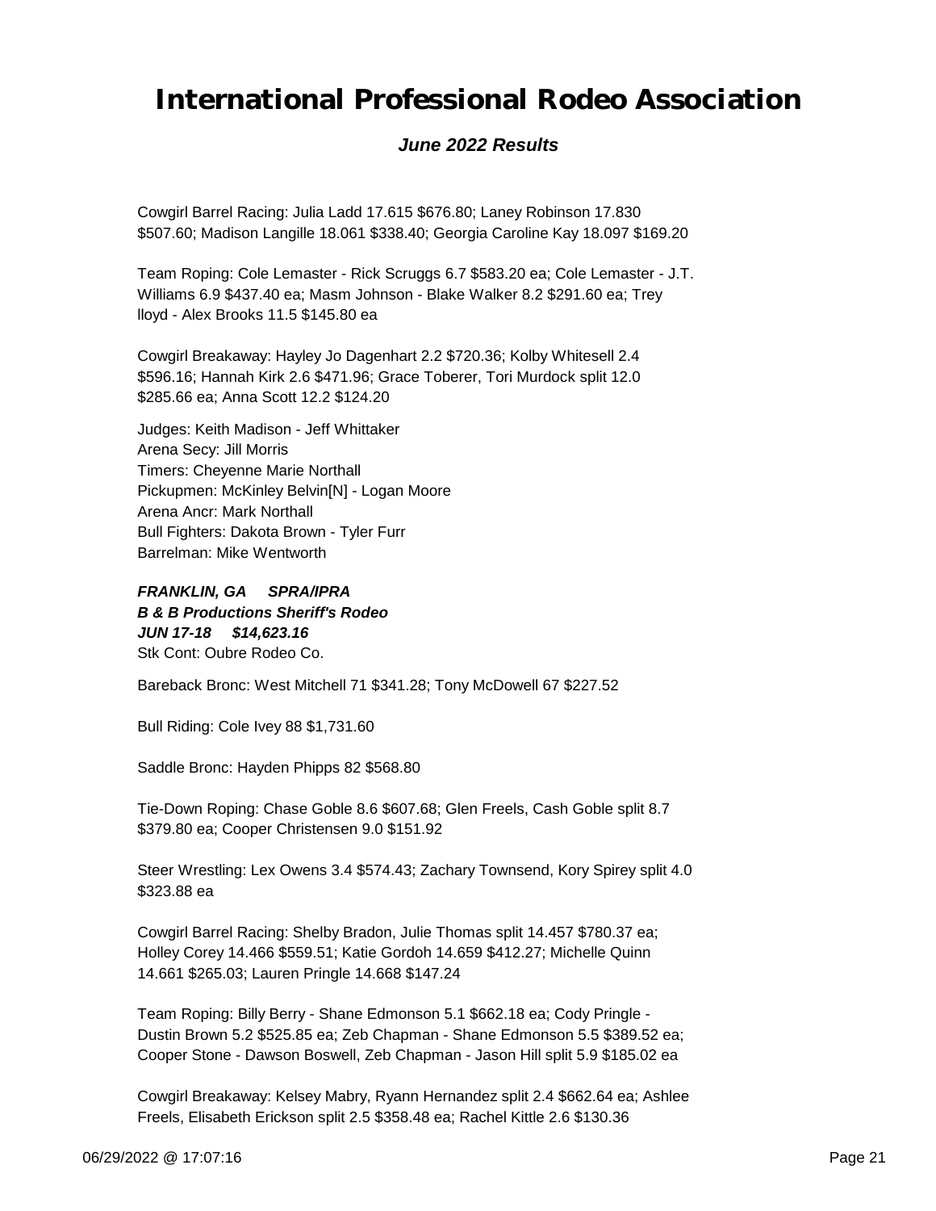Cowgirl Barrel Racing: Julia Ladd 17.615 $676.80; Laney Robinson 17.830 $507.60; Madison Langille 18.061 $338.40; Georgia Caroline Kay 18.097 $169.20

Team Roping: Cole Lemaster - Rick Scruggs 6.7 $583.20 ea; Cole Lemaster - J.T. Williams 6.9 $437.40 ea; Masm Johnson - Blake Walker 8.2 $291.60 ea; Trey lloyd - Alex Brooks 11.5 $145.80 ea

Cowgirl Breakaway: Hayley Jo Dagenhart 2.2 $720.36; Kolby Whitesell 2.4 $596.16; Hannah Kirk 2.6 $471.96; Grace Toberer, Tori Murdock split 12.0 $285.66 ea; Anna Scott 12.2 $124.20

Judges: Keith Madison - Jeff Whittaker
Arena Secy: Jill Morris
Timers: Cheyenne Marie Northall
Pickupmen: McKinley Belvin[N] - Logan Moore
Arena Ancr: Mark Northall
Bull Fighters: Dakota Brown - Tyler Furr
Barrelman: Mike Wentworth

***FRANKLIN, GA SPRA/IPRA***
***B & B Productions Sheriff's Rodeo***
***JUN 17-18 $14,623.16***
Stk Cont: Oubre Rodeo Co.

Bareback Bronc: West Mitchell 71 $341.28; Tony McDowell 67 $227.52

Bull Riding: Cole Ivey 88 $1,731.60

Saddle Bronc: Hayden Phipps 82 $568.80

Tie-Down Roping: Chase Goble 8.6 $607.68; Glen Freels, Cash Goble split 8.7 $379.80 ea; Cooper Christensen 9.0 $151.92

Steer Wrestling: Lex Owens 3.4 $574.43; Zachary Townsend, Kory Spirey split 4.0 $323.88 ea

Cowgirl Barrel Racing: Shelby Bradon, Julie Thomas split 14.457 $780.37 ea; Holley Corey 14.466 $559.51; Katie Gordoh 14.659 $412.27; Michelle Quinn 14.661 $265.03; Lauren Pringle 14.668 $147.24

Team Roping: Billy Berry - Shane Edmonson 5.1 $662.18 ea; Cody Pringle - Dustin Brown 5.2 $525.85 ea; Zeb Chapman - Shane Edmonson 5.5 $389.52 ea; Cooper Stone - Dawson Boswell, Zeb Chapman - Jason Hill split 5.9 $185.02 ea

Cowgirl Breakaway: Kelsey Mabry, Ryann Hernandez split 2.4 $662.64 ea; Ashlee Freels, Elisabeth Erickson split 2.5 $358.48 ea; Rachel Kittle 2.6 $130.36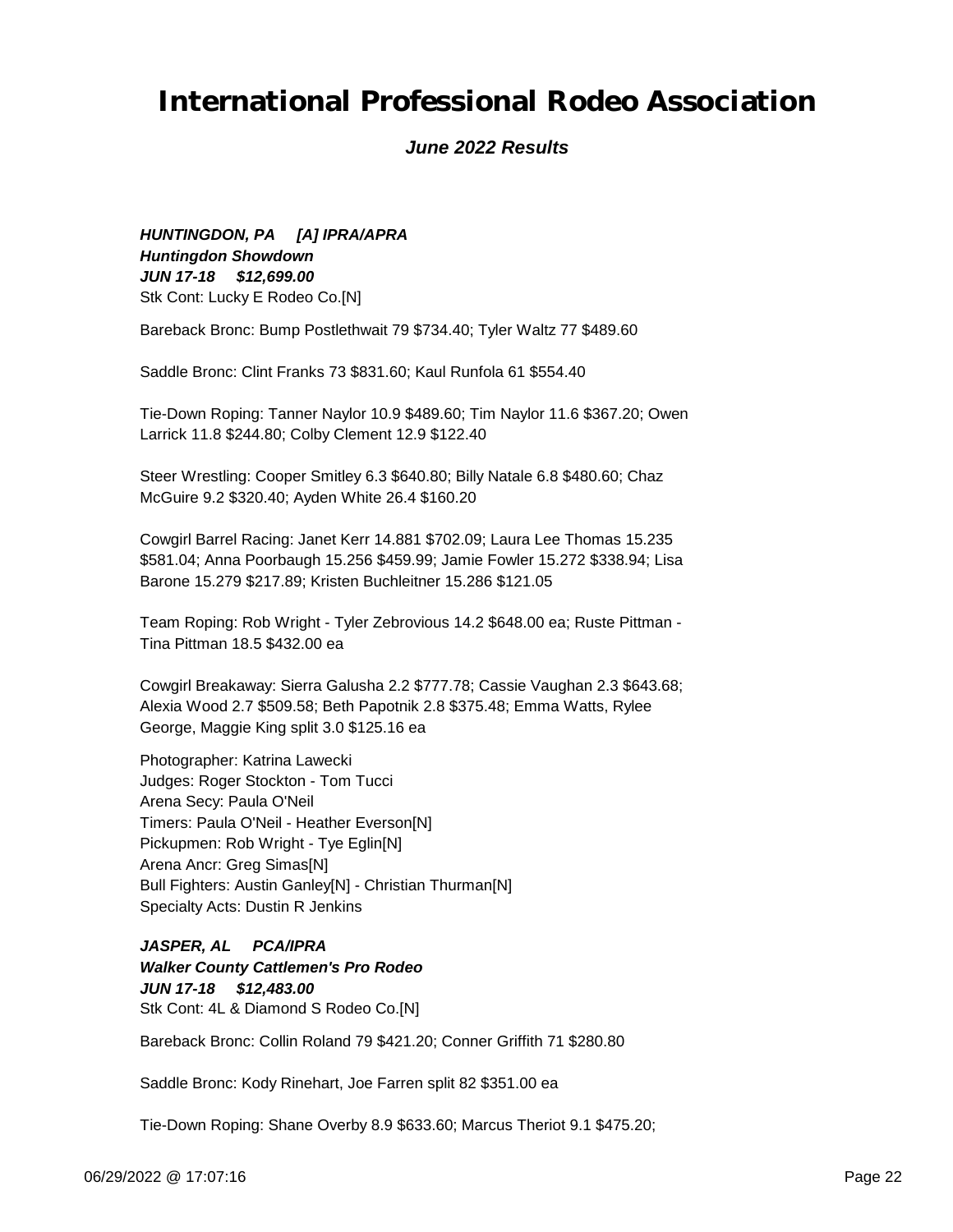# International Professional Rodeo Association

***June 2022 Results***

***HUNTINGDON, PA [A] IPRA/APRA***
***Huntingdon Showdown***
***JUN 17-18 $12,699.00***
Stk Cont: Lucky E Rodeo Co.[N]

Bareback Bronc: Bump Postlethwait 79 $734.40; Tyler Waltz 77 $489.60

Saddle Bronc: Clint Franks 73 $831.60; Kaul Runfola 61 $554.40

Tie-Down Roping: Tanner Naylor 10.9 $489.60; Tim Naylor 11.6 $367.20; Owen Larrick 11.8 $244.80; Colby Clement 12.9 $122.40

Steer Wrestling: Cooper Smitley 6.3 $640.80; Billy Natale 6.8 $480.60; Chaz McGuire 9.2 $320.40; Ayden White 26.4 $160.20

Cowgirl Barrel Racing: Janet Kerr 14.881 $702.09; Laura Lee Thomas 15.235 $581.04; Anna Poorbaugh 15.256 $459.99; Jamie Fowler 15.272 $338.94; Lisa Barone 15.279 $217.89; Kristen Buchleitner 15.286 $121.05

Team Roping: Rob Wright - Tyler Zebrovious 14.2 $648.00 ea; Ruste Pittman - Tina Pittman 18.5 $432.00 ea

Cowgirl Breakaway: Sierra Galusha 2.2 $777.78; Cassie Vaughan 2.3 $643.68; Alexia Wood 2.7 $509.58; Beth Papotnik 2.8 $375.48; Emma Watts, Rylee George, Maggie King split 3.0 $125.16 ea

Photographer: Katrina Lawecki
Judges: Roger Stockton - Tom Tucci
Arena Secy: Paula O'Neil
Timers: Paula O'Neil - Heather Everson[N]
Pickupmen: Rob Wright - Tye Eglin[N]
Arena Ancr: Greg Simas[N]
Bull Fighters: Austin Ganley[N] - Christian Thurman[N]
Specialty Acts: Dustin R Jenkins

***JASPER, AL PCA/IPRA***
***Walker County Cattlemen's Pro Rodeo***
***JUN 17-18 $12,483.00***
Stk Cont: 4L & Diamond S Rodeo Co.[N]

Bareback Bronc: Collin Roland 79 $421.20; Conner Griffith 71 $280.80

Saddle Bronc: Kody Rinehart, Joe Farren split 82 $351.00 ea

Tie-Down Roping: Shane Overby 8.9 $633.60; Marcus Theriot 9.1 $475.20;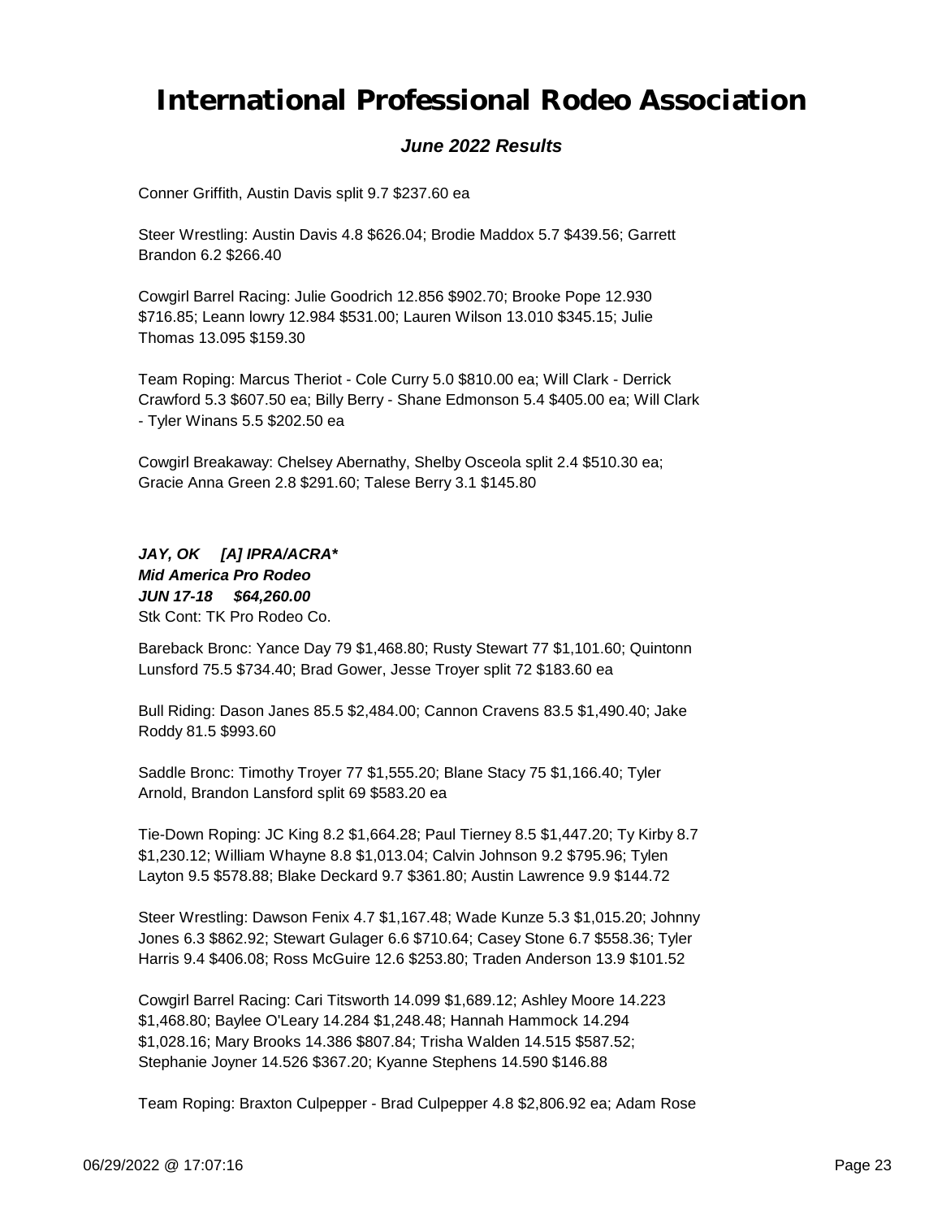Conner Griffith, Austin Davis split 9.7 $237.60 ea

Steer Wrestling: Austin Davis 4.8 $626.04; Brodie Maddox 5.7 $439.56; Garrett Brandon 6.2 $266.40

Cowgirl Barrel Racing: Julie Goodrich 12.856 $902.70; Brooke Pope 12.930 $716.85; Leann lowry 12.984 $531.00; Lauren Wilson 13.010 $345.15; Julie Thomas 13.095 $159.30

Team Roping: Marcus Theriot - Cole Curry 5.0 $810.00 ea; Will Clark - Derrick Crawford 5.3 $607.50 ea; Billy Berry - Shane Edmonson 5.4 $405.00 ea; Will Clark - Tyler Winans 5.5 $202.50 ea

Cowgirl Breakaway: Chelsey Abernathy, Shelby Osceola split 2.4 $510.30 ea; Gracie Anna Green 2.8 $291.60; Talese Berry 3.1 $145.80

***JAY, OK [A] IPRA/ACRA****
***Mid America Pro Rodeo***
***JUN 17-18 $64,260.00***
Stk Cont: TK Pro Rodeo Co.

Bareback Bronc: Yance Day 79 $1,468.80; Rusty Stewart 77 $1,101.60; Quintonn Lunsford 75.5 $734.40; Brad Gower, Jesse Troyer split 72 $183.60 ea

Bull Riding: Dason Janes 85.5 $2,484.00; Cannon Cravens 83.5 $1,490.40; Jake Roddy 81.5 $993.60

Saddle Bronc: Timothy Troyer 77 $1,555.20; Blane Stacy 75 $1,166.40; Tyler Arnold, Brandon Lansford split 69 $583.20 ea

Tie-Down Roping: JC King 8.2 $1,664.28; Paul Tierney 8.5 $1,447.20; Ty Kirby 8.7 $1,230.12; William Whayne 8.8 $1,013.04; Calvin Johnson 9.2 $795.96; Tylen Layton 9.5 $578.88; Blake Deckard 9.7 $361.80; Austin Lawrence 9.9 $144.72

Steer Wrestling: Dawson Fenix 4.7 $1,167.48; Wade Kunze 5.3 $1,015.20; Johnny Jones 6.3 $862.92; Stewart Gulager 6.6 $710.64; Casey Stone 6.7 $558.36; Tyler Harris 9.4 $406.08; Ross McGuire 12.6 $253.80; Traden Anderson 13.9 $101.52

Cowgirl Barrel Racing: Cari Titsworth 14.099 $1,689.12; Ashley Moore 14.223 $1,468.80; Baylee O'Leary 14.284 $1,248.48; Hannah Hammock 14.294 $1,028.16; Mary Brooks 14.386 $807.84; Trisha Walden 14.515 $587.52; Stephanie Joyner 14.526 $367.20; Kyanne Stephens 14.590 $146.88

Team Roping: Braxton Culpepper - Brad Culpepper 4.8 $2,806.92 ea; Adam Rose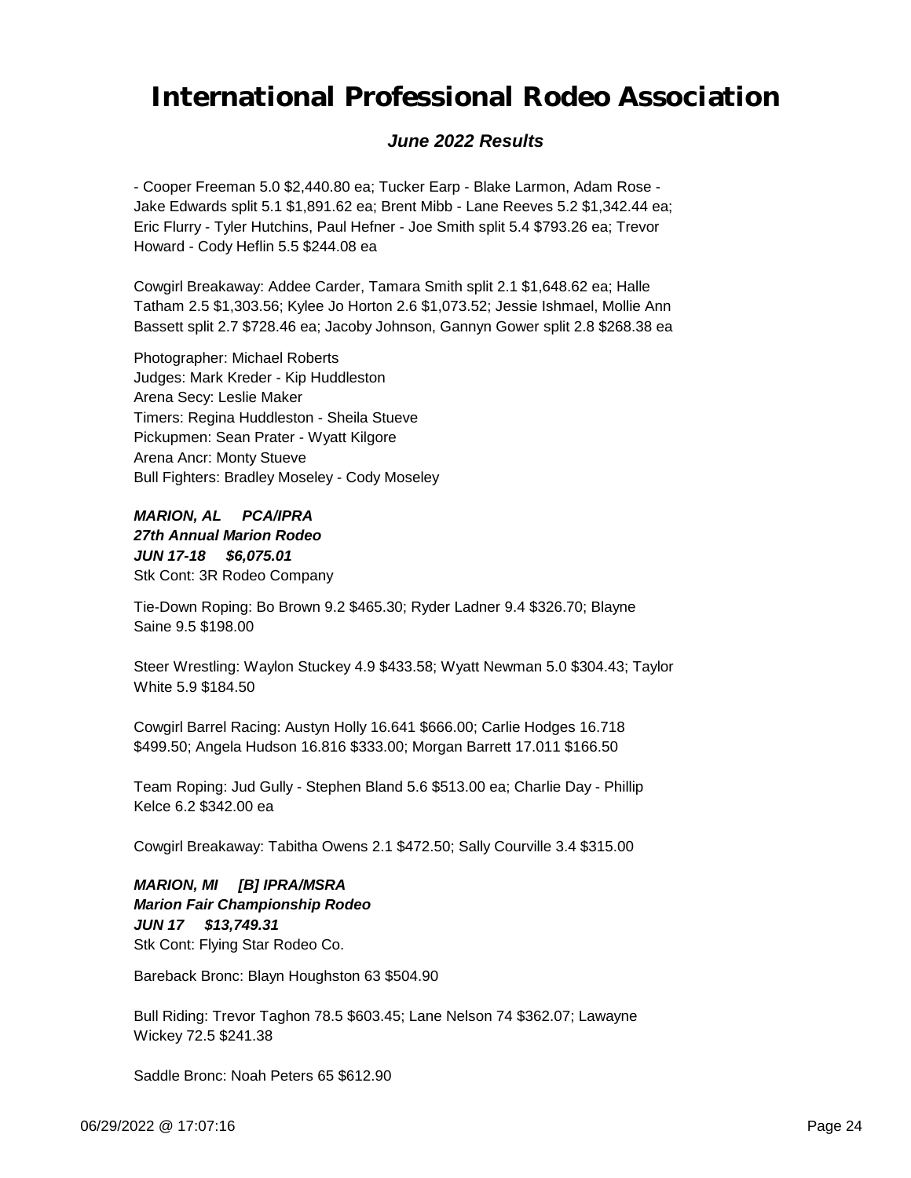- Cooper Freeman 5.0 $2,440.80 ea; Tucker Earp - Blake Larmon, Adam Rose - Jake Edwards split 5.1 $1,891.62 ea; Brent Mibb - Lane Reeves 5.2 $1,342.44 ea; Eric Flurry - Tyler Hutchins, Paul Hefner - Joe Smith split 5.4 $793.26 ea; Trevor Howard - Cody Heflin 5.5 $244.08 ea

Cowgirl Breakaway: Addee Carder, Tamara Smith split 2.1 $1,648.62 ea; Halle Tatham 2.5 $1,303.56; Kylee Jo Horton 2.6 $1,073.52; Jessie Ishmael, Mollie Ann Bassett split 2.7 $728.46 ea; Jacoby Johnson, Gannyn Gower split 2.8 $268.38 ea

Photographer: Michael Roberts
Judges: Mark Kreder - Kip Huddleston
Arena Secy: Leslie Maker
Timers: Regina Huddleston - Sheila Stueve
Pickupmen: Sean Prater - Wyatt Kilgore
Arena Ancr: Monty Stueve
Bull Fighters: Bradley Moseley - Cody Moseley

***MARION, AL     PCA/IPRA***
***27th Annual Marion Rodeo***
***JUN 17-18     $6,075.01***
Stk Cont: 3R Rodeo Company

Tie-Down Roping: Bo Brown 9.2 $465.30; Ryder Ladner 9.4 $326.70; Blayne Saine 9.5 $198.00

Steer Wrestling: Waylon Stuckey 4.9 $433.58; Wyatt Newman 5.0 $304.43; Taylor White 5.9 $184.50

Cowgirl Barrel Racing: Austyn Holly 16.641 $666.00; Carlie Hodges 16.718 $499.50; Angela Hudson 16.816 $333.00; Morgan Barrett 17.011 $166.50

Team Roping: Jud Gully - Stephen Bland 5.6 $513.00 ea; Charlie Day - Phillip Kelce 6.2 $342.00 ea

Cowgirl Breakaway: Tabitha Owens 2.1 $472.50; Sally Courville 3.4 $315.00

***MARION, MI     [B] IPRA/MSRA***
***Marion Fair Championship Rodeo***
***JUN 17     $13,749.31***
Stk Cont: Flying Star Rodeo Co.

Bareback Bronc: Blayn Houghston 63 $504.90

Bull Riding: Trevor Taghon 78.5 $603.45; Lane Nelson 74 $362.07; Lawayne Wickey 72.5 $241.38

Saddle Bronc: Noah Peters 65 $612.90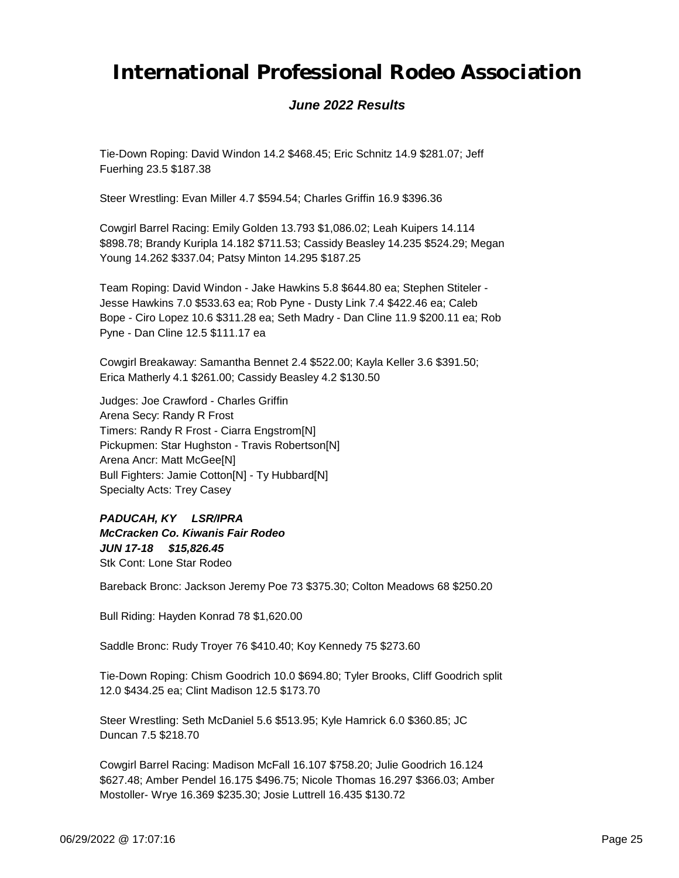Tie-Down Roping: David Windon 14.2 $468.45; Eric Schnitz 14.9 $281.07; Jeff Fuerhing 23.5 $187.38

Steer Wrestling: Evan Miller 4.7 $594.54; Charles Griffin 16.9 $396.36

Cowgirl Barrel Racing: Emily Golden 13.793 $1,086.02; Leah Kuipers 14.114 $898.78; Brandy Kuripla 14.182 $711.53; Cassidy Beasley 14.235 $524.29; Megan Young 14.262 $337.04; Patsy Minton 14.295 $187.25

Team Roping: David Windon - Jake Hawkins 5.8 $644.80 ea; Stephen Stiteler - Jesse Hawkins 7.0 $533.63 ea; Rob Pyne - Dusty Link 7.4 $422.46 ea; Caleb Bope - Ciro Lopez 10.6 $311.28 ea; Seth Madry - Dan Cline 11.9 $200.11 ea; Rob Pyne - Dan Cline 12.5 $111.17 ea

Cowgirl Breakaway: Samantha Bennet 2.4 $522.00; Kayla Keller 3.6 $391.50; Erica Matherly 4.1 $261.00; Cassidy Beasley 4.2 $130.50

Judges: Joe Crawford - Charles Griffin
Arena Secy: Randy R Frost
Timers: Randy R Frost - Ciarra Engstrom[N]
Pickupmen: Star Hughston - Travis Robertson[N]
Arena Ancr: Matt McGee[N]
Bull Fighters: Jamie Cotton[N] - Ty Hubbard[N]
Specialty Acts: Trey Casey

***PADUCAH, KY LSR/IPRA***
***McCracken Co. Kiwanis Fair Rodeo***
***JUN 17-18 $15,826.45***
Stk Cont: Lone Star Rodeo

Bareback Bronc: Jackson Jeremy Poe 73 $375.30; Colton Meadows 68 $250.20

Bull Riding: Hayden Konrad 78 $1,620.00

Saddle Bronc: Rudy Troyer 76 $410.40; Koy Kennedy 75 $273.60

Tie-Down Roping: Chism Goodrich 10.0 $694.80; Tyler Brooks, Cliff Goodrich split 12.0 $434.25 ea; Clint Madison 12.5 $173.70

Steer Wrestling: Seth McDaniel 5.6 $513.95; Kyle Hamrick 6.0 $360.85; JC Duncan 7.5 $218.70

Cowgirl Barrel Racing: Madison McFall 16.107 $758.20; Julie Goodrich 16.124 $627.48; Amber Pendel 16.175 $496.75; Nicole Thomas 16.297 $366.03; Amber Mostoller- Wrye 16.369 $235.30; Josie Luttrell 16.435 $130.72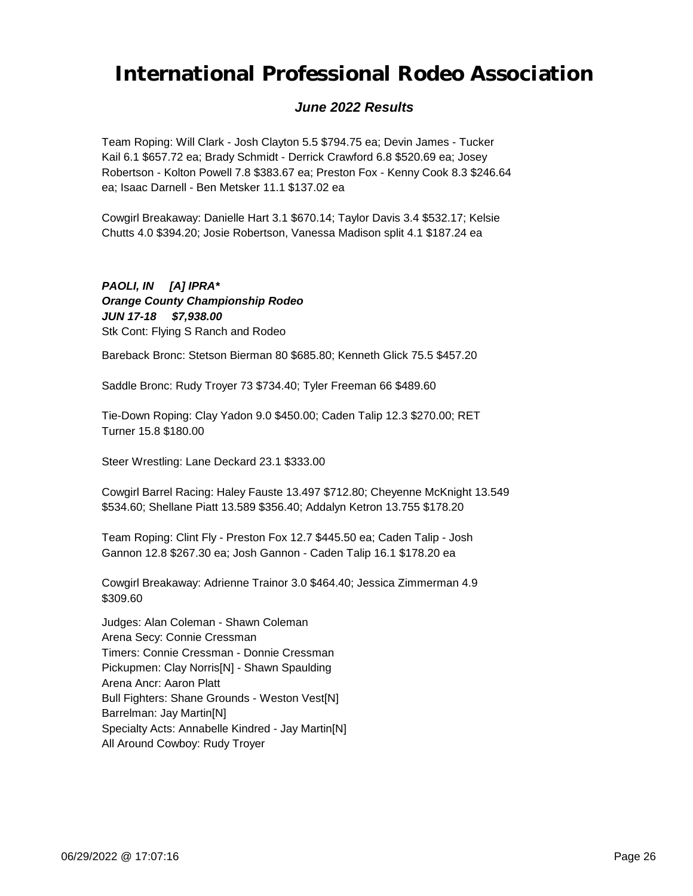# International Professional Rodeo Association

***June 2022 Results***

Team Roping: Will Clark - Josh Clayton 5.5 $794.75 ea; Devin James - Tucker Kail 6.1 $657.72 ea; Brady Schmidt - Derrick Crawford 6.8 $520.69 ea; Josey Robertson - Kolton Powell 7.8 $383.67 ea; Preston Fox - Kenny Cook 8.3 $246.64 ea; Isaac Darnell - Ben Metsker 11.1 $137.02 ea

Cowgirl Breakaway: Danielle Hart 3.1 $670.14; Taylor Davis 3.4 $532.17; Kelsie Chutts 4.0 $394.20; Josie Robertson, Vanessa Madison split 4.1 $187.24 ea

***PAOLI, IN [A] IPRA****
***Orange County Championship Rodeo***
***JUN 17-18 $7,938.00***
Stk Cont: Flying S Ranch and Rodeo

Bareback Bronc: Stetson Bierman 80 $685.80; Kenneth Glick 75.5 $457.20

Saddle Bronc: Rudy Troyer 73 $734.40; Tyler Freeman 66 $489.60

Tie-Down Roping: Clay Yadon 9.0 $450.00; Caden Talip 12.3 $270.00; RET Turner 15.8 $180.00

Steer Wrestling: Lane Deckard 23.1 $333.00

Cowgirl Barrel Racing: Haley Fauste 13.497 $712.80; Cheyenne McKnight 13.549 $534.60; Shellane Piatt 13.589 $356.40; Addalyn Ketron 13.755 $178.20

Team Roping: Clint Fly - Preston Fox 12.7 $445.50 ea; Caden Talip - Josh Gannon 12.8 $267.30 ea; Josh Gannon - Caden Talip 16.1 $178.20 ea

Cowgirl Breakaway: Adrienne Trainor 3.0 $464.40; Jessica Zimmerman 4.9 $309.60

Judges: Alan Coleman - Shawn Coleman
Arena Secy: Connie Cressman
Timers: Connie Cressman - Donnie Cressman
Pickupmen: Clay Norris[N] - Shawn Spaulding
Arena Ancr: Aaron Platt
Bull Fighters: Shane Grounds - Weston Vest[N]
Barrelman: Jay Martin[N]
Specialty Acts: Annabelle Kindred - Jay Martin[N]
All Around Cowboy: Rudy Troyer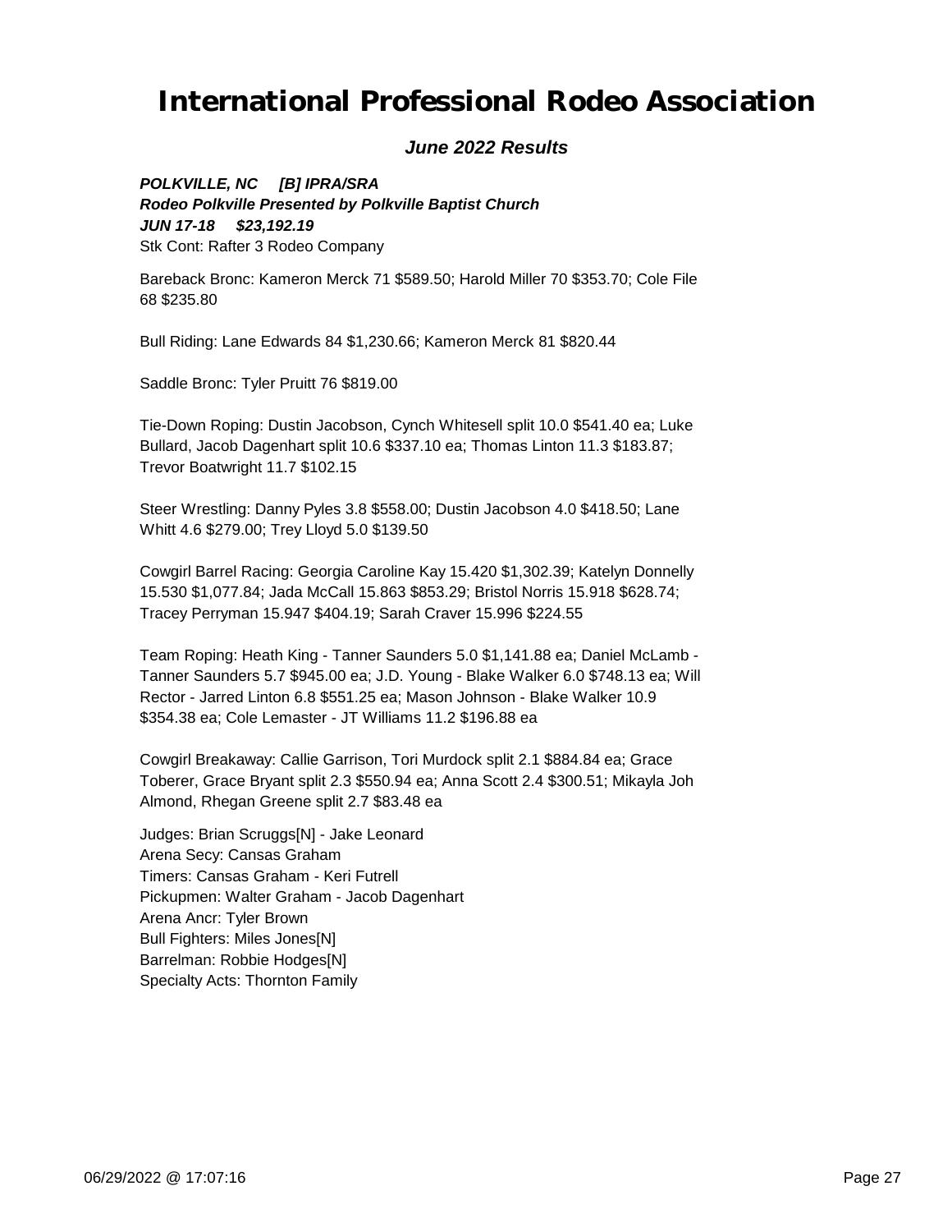# International Professional Rodeo Association

## *June 2022 Results*

***POLKVILLE, NC [B] IPRA/SRA***
***Rodeo Polkville Presented by Polkville Baptist Church***
***JUN 17-18 $23,192.19***
Stk Cont: Rafter 3 Rodeo Company

Bareback Bronc: Kameron Merck 71 $589.50; Harold Miller 70 $353.70; Cole File 68 $235.80

Bull Riding: Lane Edwards 84 $1,230.66; Kameron Merck 81 $820.44

Saddle Bronc: Tyler Pruitt 76 $819.00

Tie-Down Roping: Dustin Jacobson, Cynch Whitesell split 10.0 $541.40 ea; Luke Bullard, Jacob Dagenhart split 10.6 $337.10 ea; Thomas Linton 11.3 $183.87; Trevor Boatwright 11.7 $102.15

Steer Wrestling: Danny Pyles 3.8 $558.00; Dustin Jacobson 4.0 $418.50; Lane Whitt 4.6 $279.00; Trey Lloyd 5.0 $139.50

Cowgirl Barrel Racing: Georgia Caroline Kay 15.420 $1,302.39; Katelyn Donnelly 15.530 $1,077.84; Jada McCall 15.863 $853.29; Bristol Norris 15.918 $628.74; Tracey Perryman 15.947 $404.19; Sarah Craver 15.996 $224.55

Team Roping: Heath King - Tanner Saunders 5.0 $1,141.88 ea; Daniel McLamb - Tanner Saunders 5.7 $945.00 ea; J.D. Young - Blake Walker 6.0 $748.13 ea; Will Rector - Jarred Linton 6.8 $551.25 ea; Mason Johnson - Blake Walker 10.9 $354.38 ea; Cole Lemaster - JT Williams 11.2 $196.88 ea

Cowgirl Breakaway: Callie Garrison, Tori Murdock split 2.1 $884.84 ea; Grace Toberer, Grace Bryant split 2.3 $550.94 ea; Anna Scott 2.4 $300.51; Mikayla Joh Almond, Rhegan Greene split 2.7 $83.48 ea

Judges: Brian Scruggs[N] - Jake Leonard
Arena Secy: Cansas Graham
Timers: Cansas Graham - Keri Futrell
Pickupmen: Walter Graham - Jacob Dagenhart
Arena Ancr: Tyler Brown
Bull Fighters: Miles Jones[N]
Barrelman: Robbie Hodges[N]
Specialty Acts: Thornton Family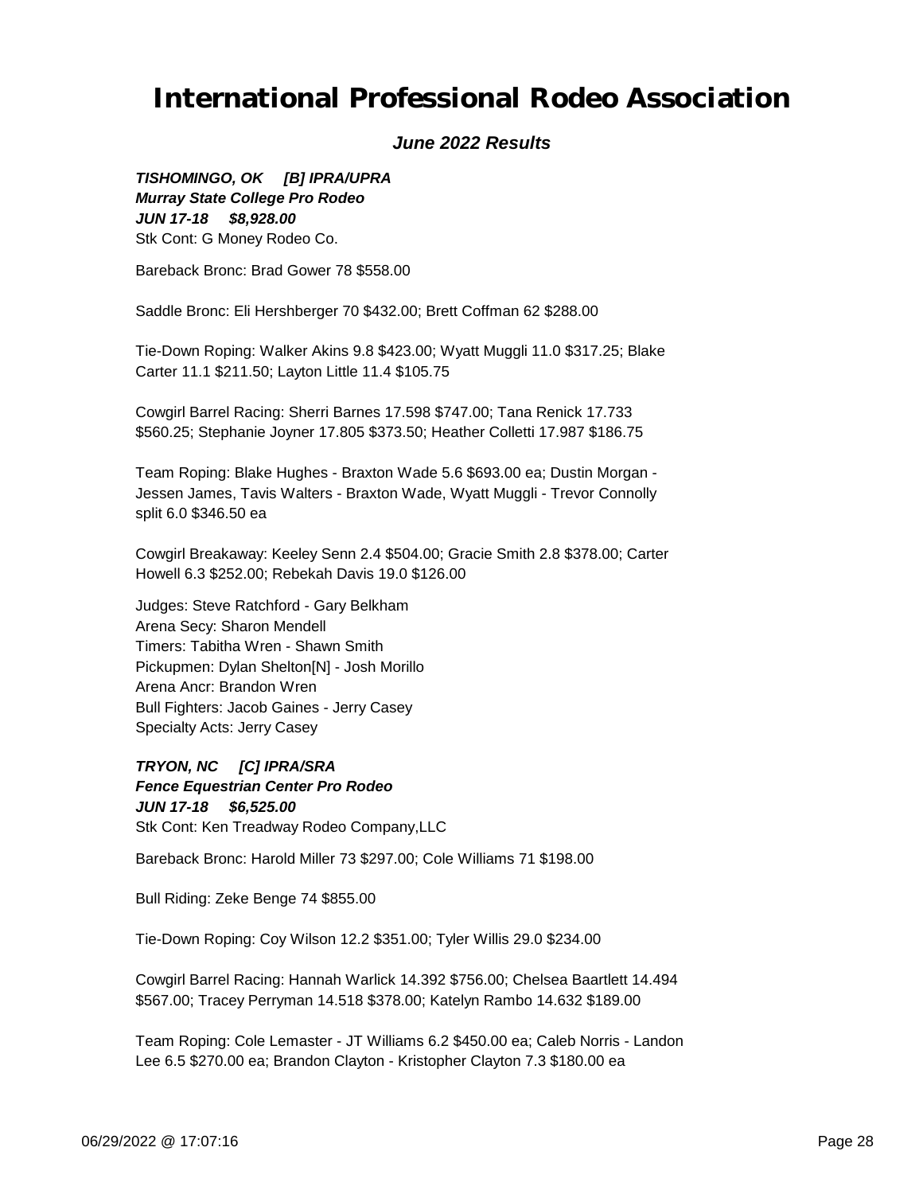# International Professional Rodeo Association

***June 2022 Results***

***TISHOMINGO, OK [B] IPRA/UPRA***
***Murray State College Pro Rodeo***
***JUN 17-18 $8,928.00***
Stk Cont: G Money Rodeo Co.

Bareback Bronc: Brad Gower 78 $558.00

Saddle Bronc: Eli Hershberger 70 $432.00; Brett Coffman 62 $288.00

Tie-Down Roping: Walker Akins 9.8 $423.00; Wyatt Muggli 11.0 $317.25; Blake Carter 11.1 $211.50; Layton Little 11.4 $105.75

Cowgirl Barrel Racing: Sherri Barnes 17.598 $747.00; Tana Renick 17.733 $560.25; Stephanie Joyner 17.805 $373.50; Heather Colletti 17.987 $186.75

Team Roping: Blake Hughes - Braxton Wade 5.6 $693.00 ea; Dustin Morgan - Jessen James, Tavis Walters - Braxton Wade, Wyatt Muggli - Trevor Connolly split 6.0 $346.50 ea

Cowgirl Breakaway: Keeley Senn 2.4 $504.00; Gracie Smith 2.8 $378.00; Carter Howell 6.3 $252.00; Rebekah Davis 19.0 $126.00

Judges: Steve Ratchford - Gary Belkham
Arena Secy: Sharon Mendell
Timers: Tabitha Wren - Shawn Smith
Pickupmen: Dylan Shelton[N] - Josh Morillo
Arena Ancr: Brandon Wren
Bull Fighters: Jacob Gaines - Jerry Casey
Specialty Acts: Jerry Casey

***TRYON, NC [C] IPRA/SRA***
***Fence Equestrian Center Pro Rodeo***
***JUN 17-18 $6,525.00***
Stk Cont: Ken Treadway Rodeo Company,LLC

Bareback Bronc: Harold Miller 73 $297.00; Cole Williams 71 $198.00

Bull Riding: Zeke Benge 74 $855.00

Tie-Down Roping: Coy Wilson 12.2 $351.00; Tyler Willis 29.0 $234.00

Cowgirl Barrel Racing: Hannah Warlick 14.392 $756.00; Chelsea Baartlett 14.494 $567.00; Tracey Perryman 14.518 $378.00; Katelyn Rambo 14.632 $189.00

Team Roping: Cole Lemaster - JT Williams 6.2 $450.00 ea; Caleb Norris - Landon Lee 6.5 $270.00 ea; Brandon Clayton - Kristopher Clayton 7.3 $180.00 ea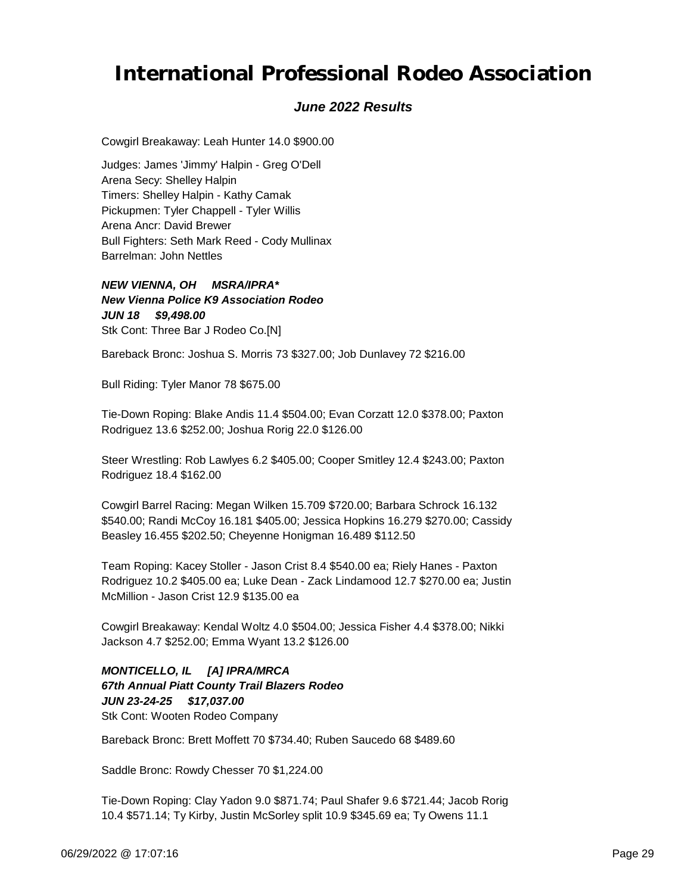# International Professional Rodeo Association

***June 2022 Results***

Cowgirl Breakaway: Leah Hunter 14.0 $900.00

Judges: James 'Jimmy' Halpin - Greg O'Dell
Arena Secy: Shelley Halpin
Timers: Shelley Halpin - Kathy Camak
Pickupmen: Tyler Chappell - Tyler Willis
Arena Ancr: David Brewer
Bull Fighters: Seth Mark Reed - Cody Mullinax
Barrelman: John Nettles

***NEW VIENNA, OH MSRA/IPRA****
***New Vienna Police K9 Association Rodeo***
***JUN 18 $9,498.00***
Stk Cont: Three Bar J Rodeo Co.[N]

Bareback Bronc: Joshua S. Morris 73 $327.00; Job Dunlavey 72 $216.00

Bull Riding: Tyler Manor 78 $675.00

Tie-Down Roping: Blake Andis 11.4 $504.00; Evan Corzatt 12.0 $378.00; Paxton Rodriguez 13.6 $252.00; Joshua Rorig 22.0 $126.00

Steer Wrestling: Rob Lawlyes 6.2 $405.00; Cooper Smitley 12.4 $243.00; Paxton Rodriguez 18.4 $162.00

Cowgirl Barrel Racing: Megan Wilken 15.709 $720.00; Barbara Schrock 16.132 $540.00; Randi McCoy 16.181 $405.00; Jessica Hopkins 16.279 $270.00; Cassidy Beasley 16.455 $202.50; Cheyenne Honigman 16.489 $112.50

Team Roping: Kacey Stoller - Jason Crist 8.4 $540.00 ea; Riely Hanes - Paxton Rodriguez 10.2 $405.00 ea; Luke Dean - Zack Lindamood 12.7 $270.00 ea; Justin McMillion - Jason Crist 12.9 $135.00 ea

Cowgirl Breakaway: Kendal Woltz 4.0 $504.00; Jessica Fisher 4.4 $378.00; Nikki Jackson 4.7 $252.00; Emma Wyant 13.2 $126.00

***MONTICELLO, IL [A] IPRA/MRCA***
***67th Annual Piatt County Trail Blazers Rodeo***
***JUN 23-24-25 $17,037.00***
Stk Cont: Wooten Rodeo Company

Bareback Bronc: Brett Moffett 70 $734.40; Ruben Saucedo 68 $489.60

Saddle Bronc: Rowdy Chesser 70 $1,224.00

Tie-Down Roping: Clay Yadon 9.0 $871.74; Paul Shafer 9.6 $721.44; Jacob Rorig 10.4 $571.14; Ty Kirby, Justin McSorley split 10.9 $345.69 ea; Ty Owens 11.1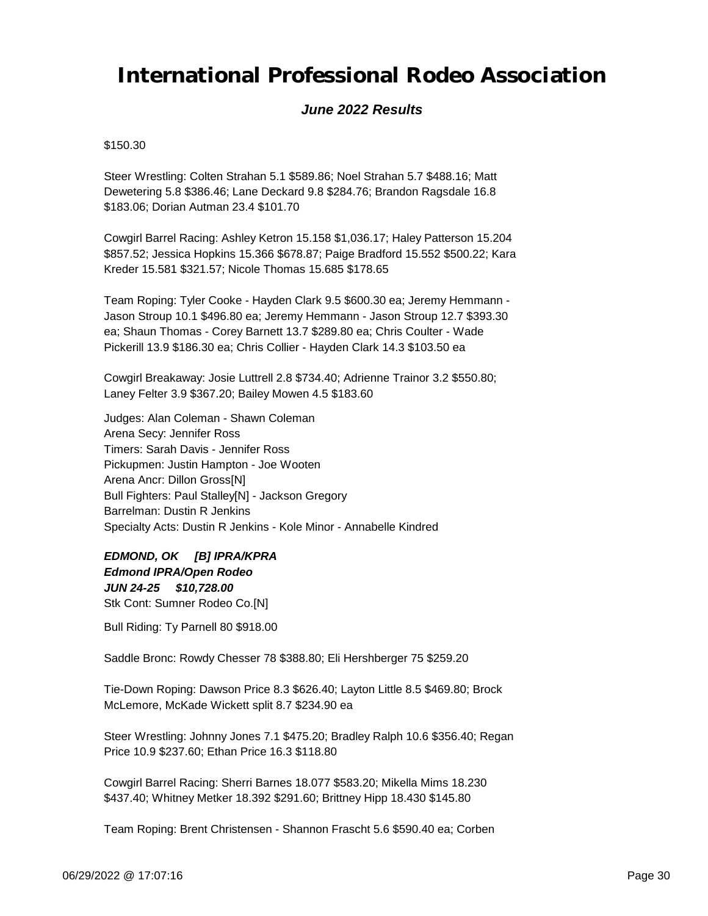$150.30

Steer Wrestling: Colten Strahan 5.1 $589.86; Noel Strahan 5.7 $488.16; Matt Dewetering 5.8 $386.46; Lane Deckard 9.8 $284.76; Brandon Ragsdale 16.8 $183.06; Dorian Autman 23.4 $101.70

Cowgirl Barrel Racing: Ashley Ketron 15.158 $1,036.17; Haley Patterson 15.204 $857.52; Jessica Hopkins 15.366 $678.87; Paige Bradford 15.552 $500.22; Kara Kreder 15.581 $321.57; Nicole Thomas 15.685 $178.65

Team Roping: Tyler Cooke - Hayden Clark 9.5 $600.30 ea; Jeremy Hemmann - Jason Stroup 10.1 $496.80 ea; Jeremy Hemmann - Jason Stroup 12.7 $393.30 ea; Shaun Thomas - Corey Barnett 13.7 $289.80 ea; Chris Coulter - Wade Pickerill 13.9 $186.30 ea; Chris Collier - Hayden Clark 14.3 $103.50 ea

Cowgirl Breakaway: Josie Luttrell 2.8 $734.40; Adrienne Trainor 3.2 $550.80; Laney Felter 3.9 $367.20; Bailey Mowen 4.5 $183.60

Judges: Alan Coleman - Shawn Coleman
Arena Secy: Jennifer Ross
Timers: Sarah Davis - Jennifer Ross
Pickupmen: Justin Hampton - Joe Wooten
Arena Ancr: Dillon Gross[N]
Bull Fighters: Paul Stalley[N] - Jackson Gregory
Barrelman: Dustin R Jenkins
Specialty Acts: Dustin R Jenkins - Kole Minor - Annabelle Kindred

***EDMOND, OK [B] IPRA/KPRA***
***Edmond IPRA/Open Rodeo***
***JUN 24-25 $10,728.00***
Stk Cont: Sumner Rodeo Co.[N]

Bull Riding: Ty Parnell 80 $918.00

Saddle Bronc: Rowdy Chesser 78 $388.80; Eli Hershberger 75 $259.20

Tie-Down Roping: Dawson Price 8.3 $626.40; Layton Little 8.5 $469.80; Brock McLemore, McKade Wickett split 8.7 $234.90 ea

Steer Wrestling: Johnny Jones 7.1 $475.20; Bradley Ralph 10.6 $356.40; Regan Price 10.9 $237.60; Ethan Price 16.3 $118.80

Cowgirl Barrel Racing: Sherri Barnes 18.077 $583.20; Mikella Mims 18.230 $437.40; Whitney Metker 18.392 $291.60; Brittney Hipp 18.430 $145.80

Team Roping: Brent Christensen - Shannon Frascht 5.6 $590.40 ea; Corben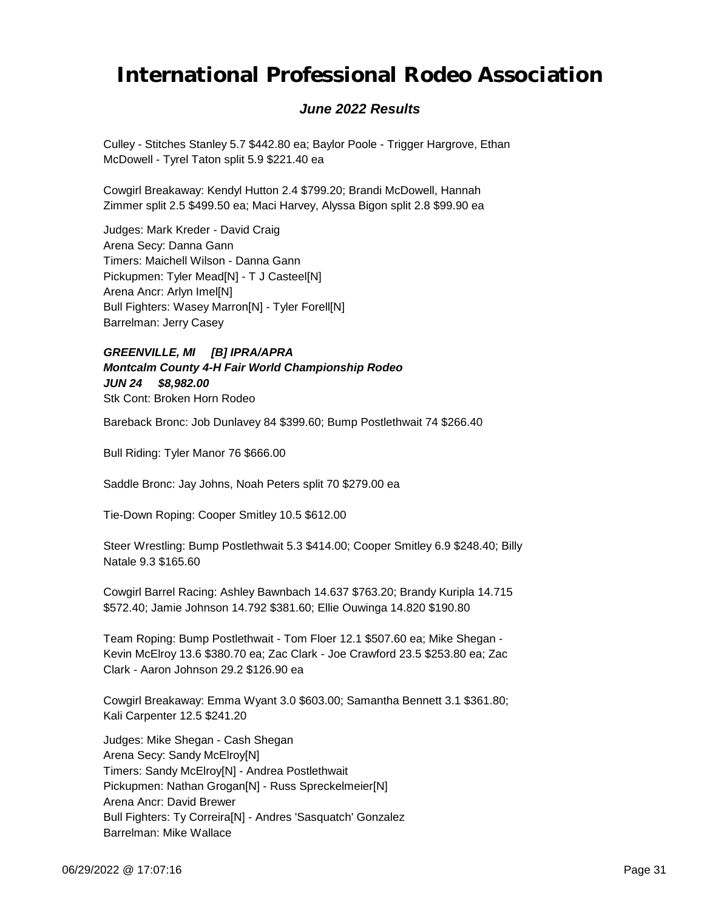# International Professional Rodeo Association

### *June 2022 Results*

Culley - Stitches Stanley 5.7 $442.80 ea; Baylor Poole - Trigger Hargrove, Ethan McDowell - Tyrel Taton split 5.9 $221.40 ea

Cowgirl Breakaway: Kendyl Hutton 2.4 $799.20; Brandi McDowell, Hannah Zimmer split 2.5 $499.50 ea; Maci Harvey, Alyssa Bigon split 2.8 $99.90 ea

Judges: Mark Kreder - David Craig
Arena Secy: Danna Gann
Timers: Maichell Wilson - Danna Gann
Pickupmen: Tyler Mead[N] - T J Casteel[N]
Arena Ancr: Arlyn Imel[N]
Bull Fighters: Wasey Marron[N] - Tyler Forell[N]
Barrelman: Jerry Casey

***GREENVILLE, MI [B] IPRA/APRA***
***Montcalm County 4-H Fair World Championship Rodeo***
***JUN 24 $8,982.00***
Stk Cont: Broken Horn Rodeo

Bareback Bronc: Job Dunlavey 84 $399.60; Bump Postlethwait 74 $266.40

Bull Riding: Tyler Manor 76 $666.00

Saddle Bronc: Jay Johns, Noah Peters split 70 $279.00 ea

Tie-Down Roping: Cooper Smitley 10.5 $612.00

Steer Wrestling: Bump Postlethwait 5.3 $414.00; Cooper Smitley 6.9 $248.40; Billy Natale 9.3 $165.60

Cowgirl Barrel Racing: Ashley Bawnbach 14.637 $763.20; Brandy Kuripla 14.715 $572.40; Jamie Johnson 14.792 $381.60; Ellie Ouwinga 14.820 $190.80

Team Roping: Bump Postlethwait - Tom Floer 12.1 $507.60 ea; Mike Shegan - Kevin McElroy 13.6 $380.70 ea; Zac Clark - Joe Crawford 23.5 $253.80 ea; Zac Clark - Aaron Johnson 29.2 $126.90 ea

Cowgirl Breakaway: Emma Wyant 3.0 $603.00; Samantha Bennett 3.1 $361.80; Kali Carpenter 12.5 $241.20

Judges: Mike Shegan - Cash Shegan
Arena Secy: Sandy McElroy[N]
Timers: Sandy McElroy[N] - Andrea Postlethwait
Pickupmen: Nathan Grogan[N] - Russ Spreckelmeier[N]
Arena Ancr: David Brewer
Bull Fighters: Ty Correira[N] - Andres 'Sasquatch' Gonzalez
Barrelman: Mike Wallace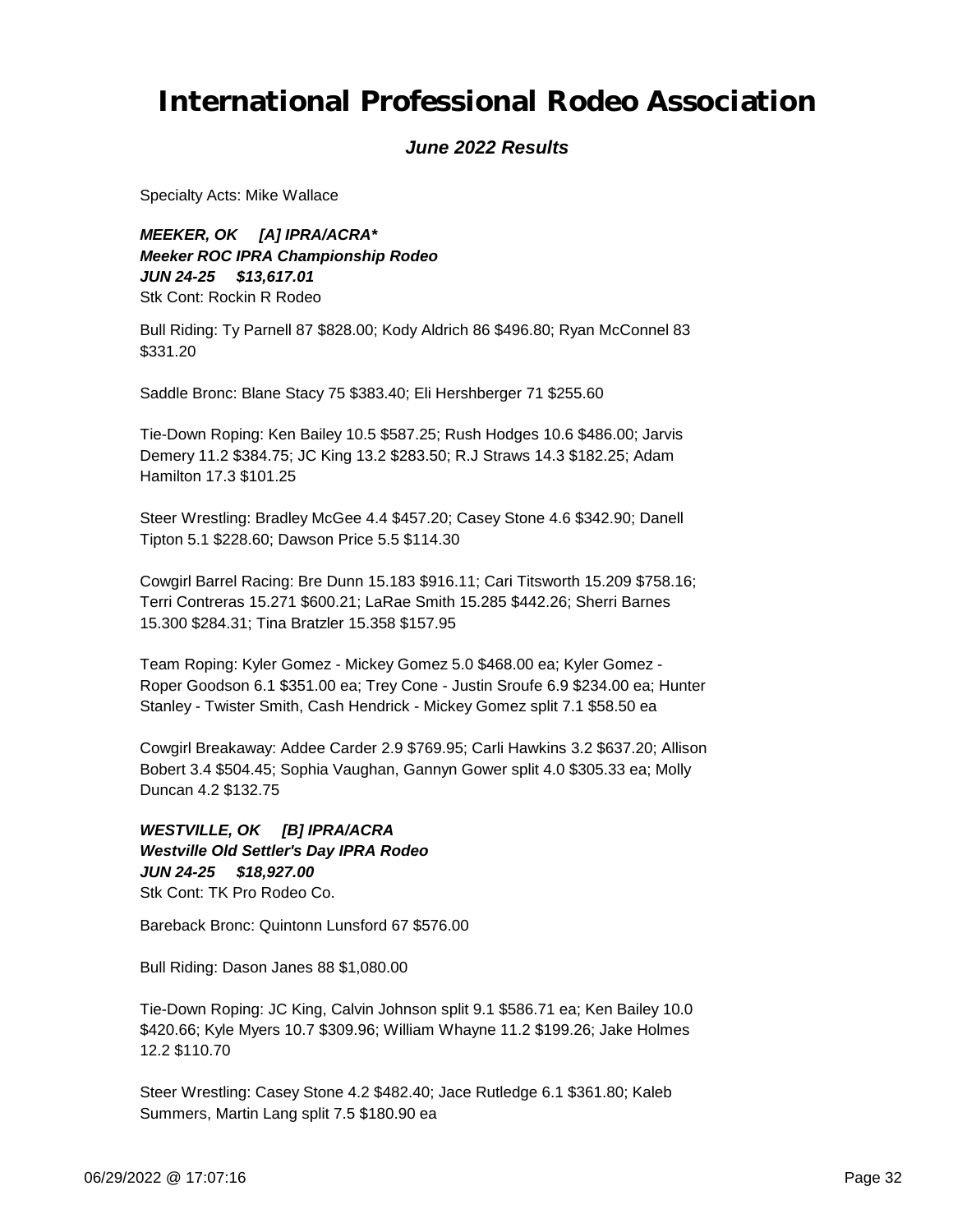# International Professional Rodeo Association

***June 2022 Results***

Specialty Acts: Mike Wallace

***MEEKER, OK [A] IPRA/ACRA****
***Meeker ROC IPRA Championship Rodeo***
***JUN 24-25 $13,617.01***
Stk Cont: Rockin R Rodeo

Bull Riding: Ty Parnell 87 $828.00; Kody Aldrich 86 $496.80; Ryan McConnel 83 $331.20

Saddle Bronc: Blane Stacy 75 $383.40; Eli Hershberger 71 $255.60

Tie-Down Roping: Ken Bailey 10.5 $587.25; Rush Hodges 10.6 $486.00; Jarvis Demery 11.2 $384.75; JC King 13.2 $283.50; R.J Straws 14.3 $182.25; Adam Hamilton 17.3 $101.25

Steer Wrestling: Bradley McGee 4.4 $457.20; Casey Stone 4.6 $342.90; Danell Tipton 5.1 $228.60; Dawson Price 5.5 $114.30

Cowgirl Barrel Racing: Bre Dunn 15.183 $916.11; Cari Titsworth 15.209 $758.16; Terri Contreras 15.271 $600.21; LaRae Smith 15.285 $442.26; Sherri Barnes 15.300 $284.31; Tina Bratzler 15.358 $157.95

Team Roping: Kyler Gomez - Mickey Gomez 5.0 $468.00 ea; Kyler Gomez - Roper Goodson 6.1 $351.00 ea; Trey Cone - Justin Sroufe 6.9 $234.00 ea; Hunter Stanley - Twister Smith, Cash Hendrick - Mickey Gomez split 7.1 $58.50 ea

Cowgirl Breakaway: Addee Carder 2.9 $769.95; Carli Hawkins 3.2 $637.20; Allison Bobert 3.4 $504.45; Sophia Vaughan, Gannyn Gower split 4.0 $305.33 ea; Molly Duncan 4.2 $132.75

***WESTVILLE, OK [B] IPRA/ACRA***
***Westville Old Settler's Day IPRA Rodeo***
***JUN 24-25 $18,927.00***
Stk Cont: TK Pro Rodeo Co.

Bareback Bronc: Quintonn Lunsford 67 $576.00

Bull Riding: Dason Janes 88 $1,080.00

Tie-Down Roping: JC King, Calvin Johnson split 9.1 $586.71 ea; Ken Bailey 10.0 $420.66; Kyle Myers 10.7 $309.96; William Whayne 11.2 $199.26; Jake Holmes 12.2 $110.70

Steer Wrestling: Casey Stone 4.2 $482.40; Jace Rutledge 6.1 $361.80; Kaleb Summers, Martin Lang split 7.5 $180.90 ea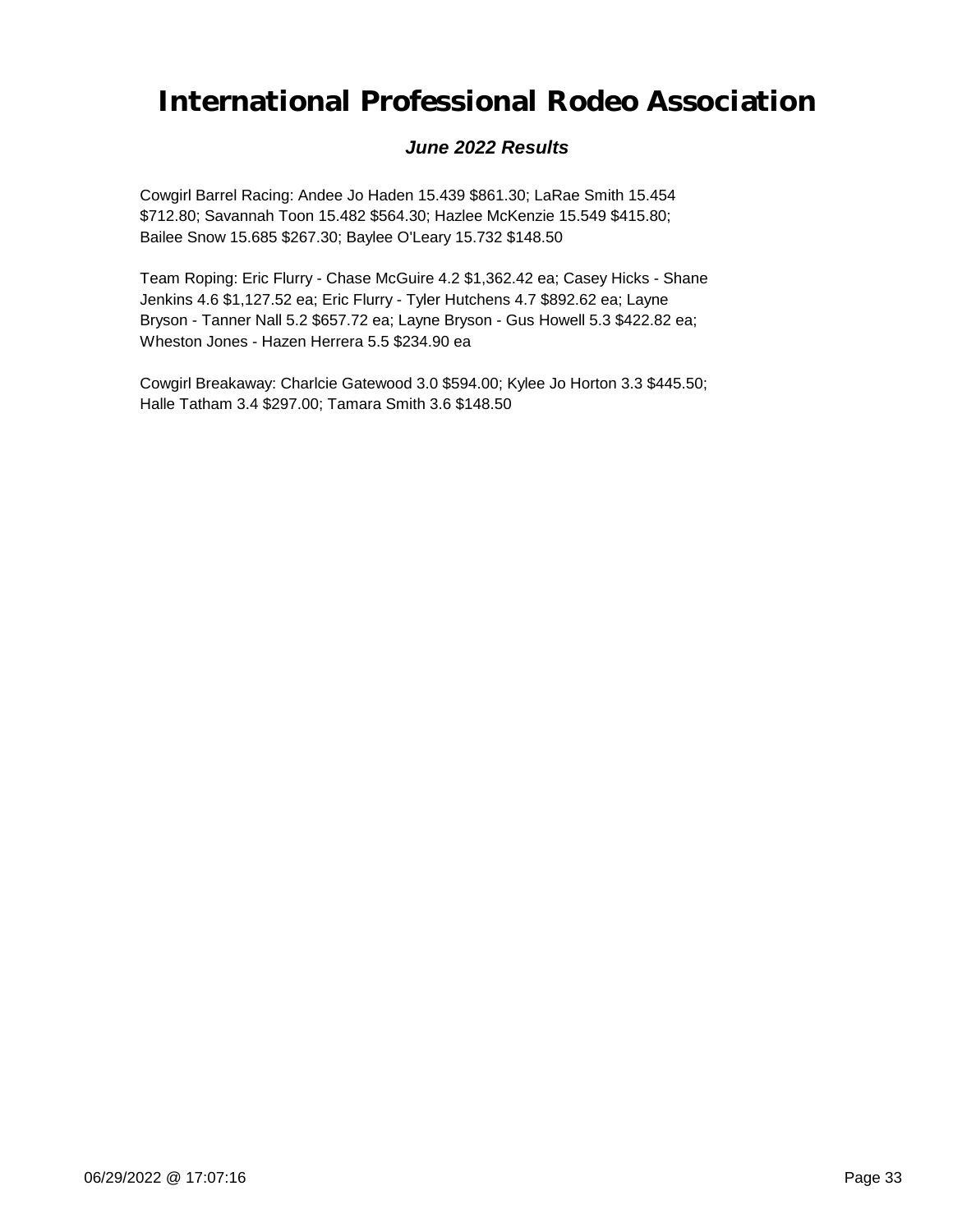# International Professional Rodeo Association

***June 2022 Results***

Cowgirl Barrel Racing: Andee Jo Haden 15.439 $861.30; LaRae Smith 15.454 $712.80; Savannah Toon 15.482 $564.30; Hazlee McKenzie 15.549 $415.80; Bailee Snow 15.685 $267.30; Baylee O'Leary 15.732 $148.50

Team Roping: Eric Flurry - Chase McGuire 4.2 $1,362.42 ea; Casey Hicks - Shane Jenkins 4.6 $1,127.52 ea; Eric Flurry - Tyler Hutchens 4.7 $892.62 ea; Layne Bryson - Tanner Nall 5.2 $657.72 ea; Layne Bryson - Gus Howell 5.3 $422.82 ea; Wheston Jones - Hazen Herrera 5.5 $234.90 ea

Cowgirl Breakaway: Charlcie Gatewood 3.0 $594.00; Kylee Jo Horton 3.3 $445.50; Halle Tatham 3.4 $297.00; Tamara Smith 3.6 $148.50